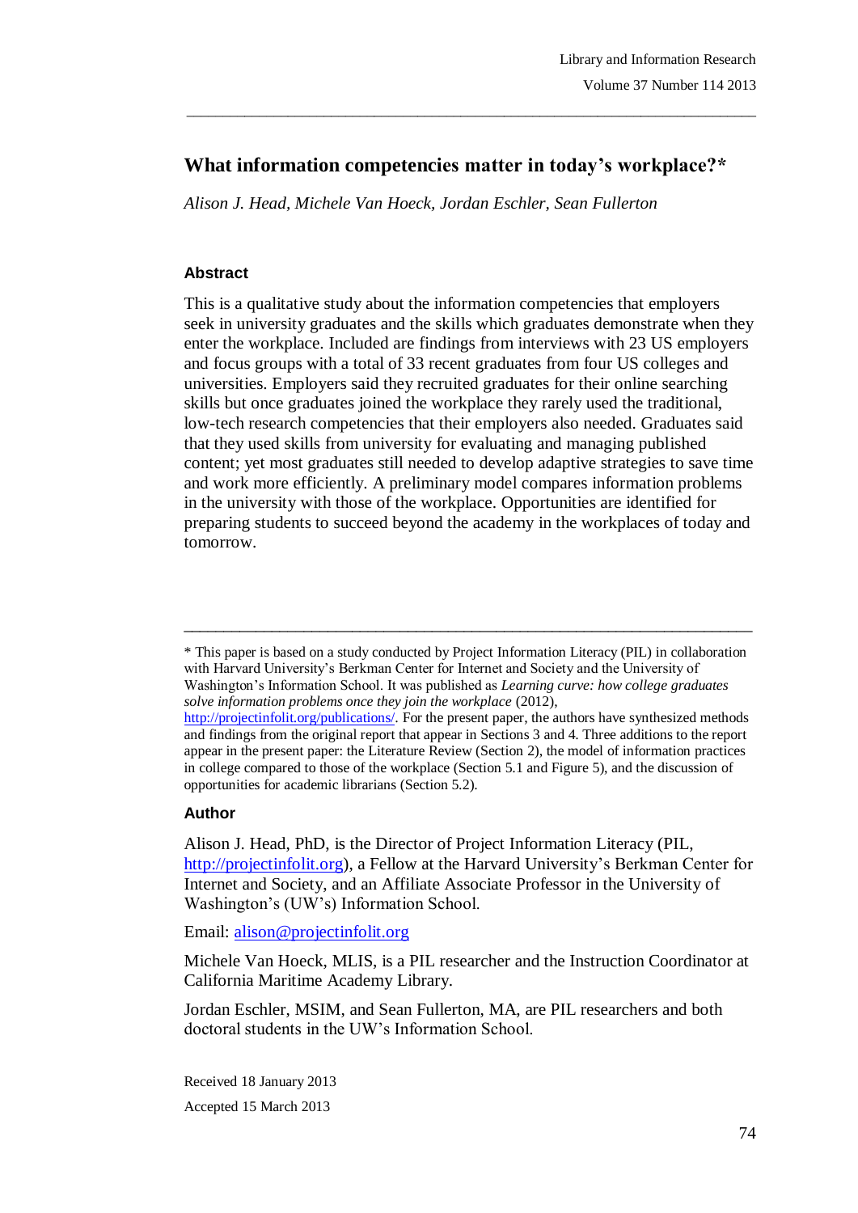# What information competencies matter in today's workplace?*

*Alison J. Head, Michele Van Hoeck, Jordan Eschler, Sean Fullerton*

## Abstract

This is a qualitative study about the information competencies that employers seek in university graduates and the skills which graduates demonstrate when they enter the workplace. Included are findings from interviews with 23 US employers and focus groups with a total of 33 recent graduates from four US colleges and universities. Employers said they recruited graduates for their online searching skills but once graduates joined the workplace they rarely used the traditional, low-tech research competencies that their employers also needed. Graduates said that they used skills from university for evaluating and managing published content; yet most graduates still needed to develop adaptive strategies to save time and work more efficiently. A preliminary model compares information problems in the university with those of the workplace. Opportunities are identified for preparing students to succeed beyond the academy in the workplaces of today and tomorrow.

---

\* This paper is based on a study conducted by Project Information Literacy (PIL) in collaboration with Harvard University's Berkman Center for Internet and Society and the University of Washington's Information School. It was published as *Learning curve: how college graduates solve information problems once they join the workplace* (2012), http://projectinfolit.org/publications/. For the present paper, the authors have synthesized methods and findings from the original report that appear in Sections 3 and 4. Three additions to the report appear in the present paper: the Literature Review (Section 2), the model of information practices in college compared to those of the workplace (Section 5.1 and Figure 5), and the discussion of opportunities for academic librarians (Section 5.2).

## Author

Alison J. Head, PhD, is the Director of Project Information Literacy (PIL, http://projectinfolit.org), a Fellow at the Harvard University's Berkman Center for Internet and Society, and an Affiliate Associate Professor in the University of Washington's (UW's) Information School.

Email: alison@projectinfolit.org

Michele Van Hoeck, MLIS, is a PIL researcher and the Instruction Coordinator at California Maritime Academy Library.

Jordan Eschler, MSIM, and Sean Fullerton, MA, are PIL researchers and both doctoral students in the UW's Information School.

Received 18 January 2013

Accepted 15 March 2013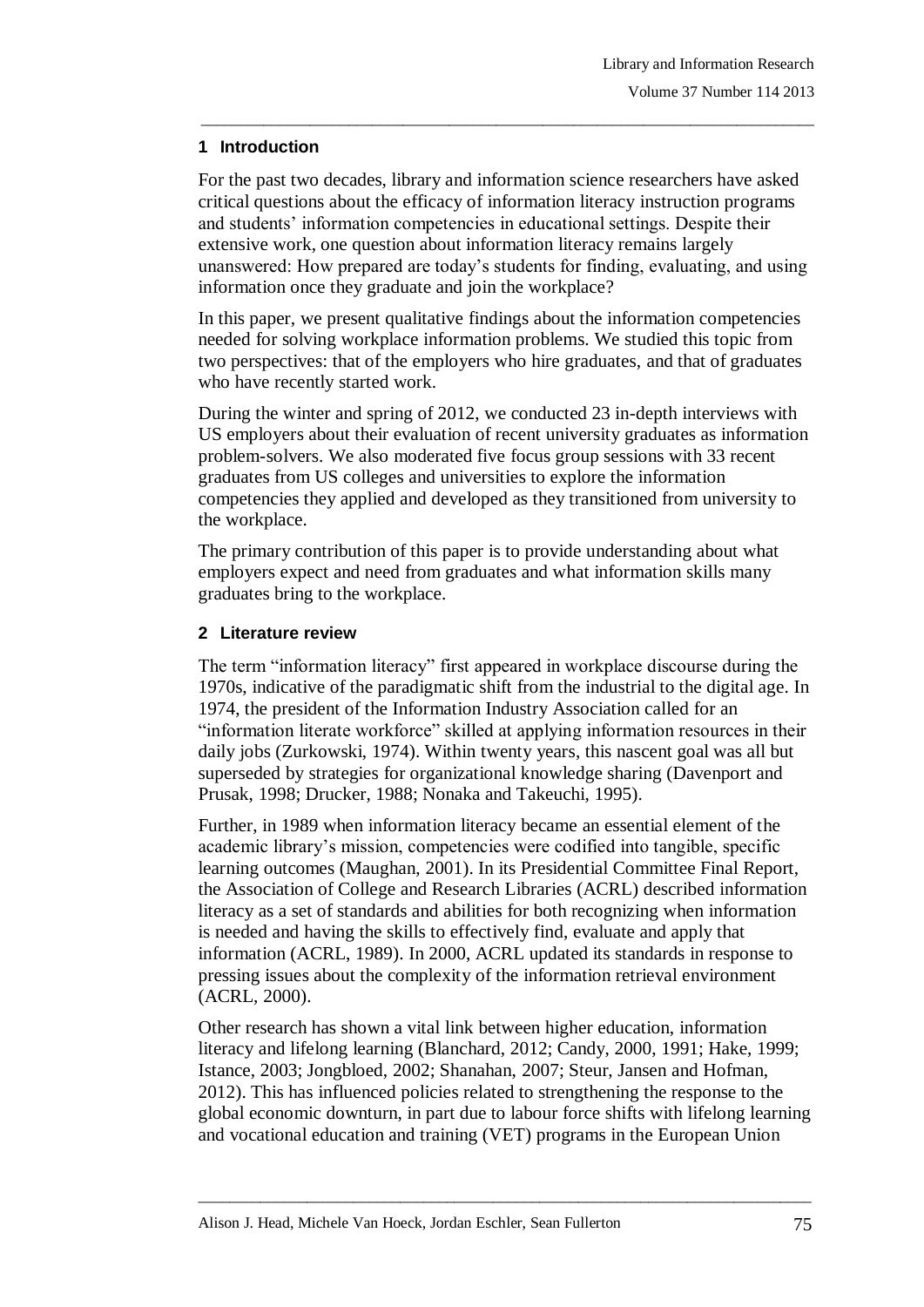## 1 Introduction

For the past two decades, library and information science researchers have asked critical questions about the efficacy of information literacy instruction programs and students' information competencies in educational settings. Despite their extensive work, one question about information literacy remains largely unanswered: How prepared are today's students for finding, evaluating, and using information once they graduate and join the workplace?

In this paper, we present qualitative findings about the information competencies needed for solving workplace information problems. We studied this topic from two perspectives: that of the employers who hire graduates, and that of graduates who have recently started work.

During the winter and spring of 2012, we conducted 23 in-depth interviews with US employers about their evaluation of recent university graduates as information problem-solvers. We also moderated five focus group sessions with 33 recent graduates from US colleges and universities to explore the information competencies they applied and developed as they transitioned from university to the workplace.

The primary contribution of this paper is to provide understanding about what employers expect and need from graduates and what information skills many graduates bring to the workplace.

## 2 Literature review

The term "information literacy" first appeared in workplace discourse during the 1970s, indicative of the paradigmatic shift from the industrial to the digital age. In 1974, the president of the Information Industry Association called for an "information literate workforce" skilled at applying information resources in their daily jobs (Zurkowski, 1974). Within twenty years, this nascent goal was all but superseded by strategies for organizational knowledge sharing (Davenport and Prusak, 1998; Drucker, 1988; Nonaka and Takeuchi, 1995).

Further, in 1989 when information literacy became an essential element of the academic library's mission, competencies were codified into tangible, specific learning outcomes (Maughan, 2001). In its Presidential Committee Final Report, the Association of College and Research Libraries (ACRL) described information literacy as a set of standards and abilities for both recognizing when information is needed and having the skills to effectively find, evaluate and apply that information (ACRL, 1989). In 2000, ACRL updated its standards in response to pressing issues about the complexity of the information retrieval environment (ACRL, 2000).

Other research has shown a vital link between higher education, information literacy and lifelong learning (Blanchard, 2012; Candy, 2000, 1991; Hake, 1999; Istance, 2003; Jongbloed, 2002; Shanahan, 2007; Steur, Jansen and Hofman, 2012). This has influenced policies related to strengthening the response to the global economic downturn, in part due to labour force shifts with lifelong learning and vocational education and training (VET) programs in the European Union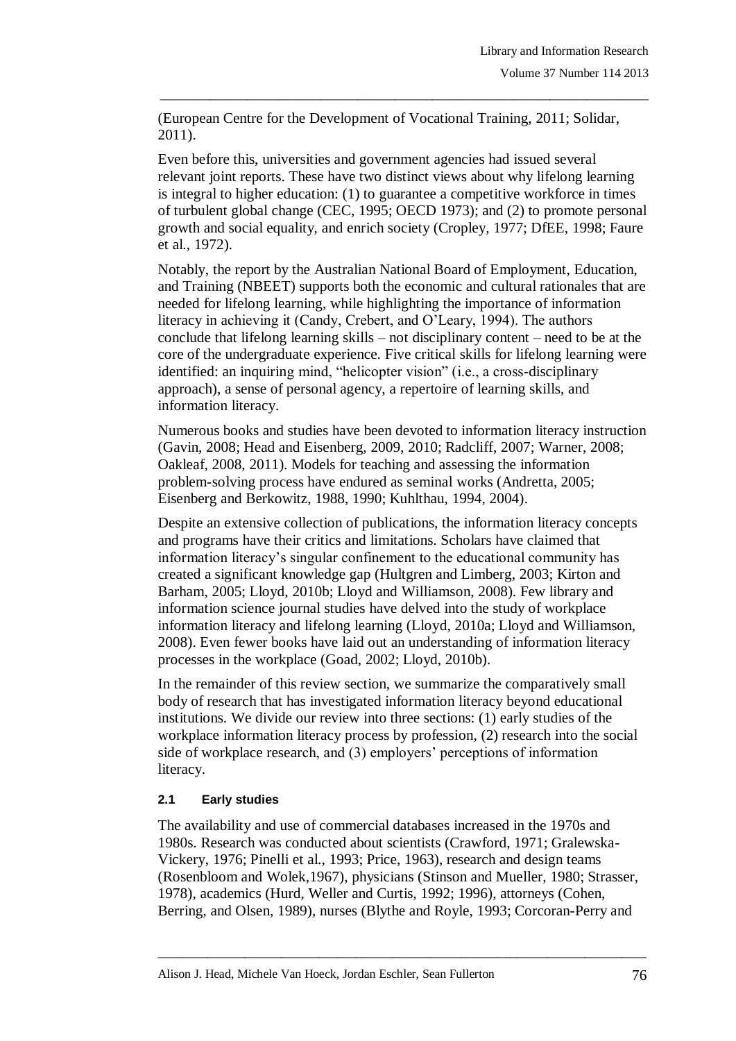(European Centre for the Development of Vocational Training, 2011; Solidar, 2011).

Even before this, universities and government agencies had issued several relevant joint reports. These have two distinct views about why lifelong learning is integral to higher education: (1) to guarantee a competitive workforce in times of turbulent global change (CEC, 1995; OECD 1973); and (2) to promote personal growth and social equality, and enrich society (Cropley, 1977; DfEE, 1998; Faure et al., 1972).

Notably, the report by the Australian National Board of Employment, Education, and Training (NBEET) supports both the economic and cultural rationales that are needed for lifelong learning, while highlighting the importance of information literacy in achieving it (Candy, Crebert, and O'Leary, 1994). The authors conclude that lifelong learning skills – not disciplinary content – need to be at the core of the undergraduate experience. Five critical skills for lifelong learning were identified: an inquiring mind, "helicopter vision" (i.e., a cross-disciplinary approach), a sense of personal agency, a repertoire of learning skills, and information literacy.

Numerous books and studies have been devoted to information literacy instruction (Gavin, 2008; Head and Eisenberg, 2009, 2010; Radcliff, 2007; Warner, 2008; Oakleaf, 2008, 2011). Models for teaching and assessing the information problem-solving process have endured as seminal works (Andretta, 2005; Eisenberg and Berkowitz, 1988, 1990; Kuhlthau, 1994, 2004).

Despite an extensive collection of publications, the information literacy concepts and programs have their critics and limitations. Scholars have claimed that information literacy's singular confinement to the educational community has created a significant knowledge gap (Hultgren and Limberg, 2003; Kirton and Barham, 2005; Lloyd, 2010b; Lloyd and Williamson, 2008). Few library and information science journal studies have delved into the study of workplace information literacy and lifelong learning (Lloyd, 2010a; Lloyd and Williamson, 2008). Even fewer books have laid out an understanding of information literacy processes in the workplace (Goad, 2002; Lloyd, 2010b).

In the remainder of this review section, we summarize the comparatively small body of research that has investigated information literacy beyond educational institutions. We divide our review into three sections: (1) early studies of the workplace information literacy process by profession, (2) research into the social side of workplace research, and (3) employers' perceptions of information literacy.

### 2.1 Early studies

The availability and use of commercial databases increased in the 1970s and 1980s. Research was conducted about scientists (Crawford, 1971; Gralewska-Vickery, 1976; Pinelli et al., 1993; Price, 1963), research and design teams (Rosenbloom and Wolek,1967), physicians (Stinson and Mueller, 1980; Strasser, 1978), academics (Hurd, Weller and Curtis, 1992; 1996), attorneys (Cohen, Berring, and Olsen, 1989), nurses (Blythe and Royle, 1993; Corcoran-Perry and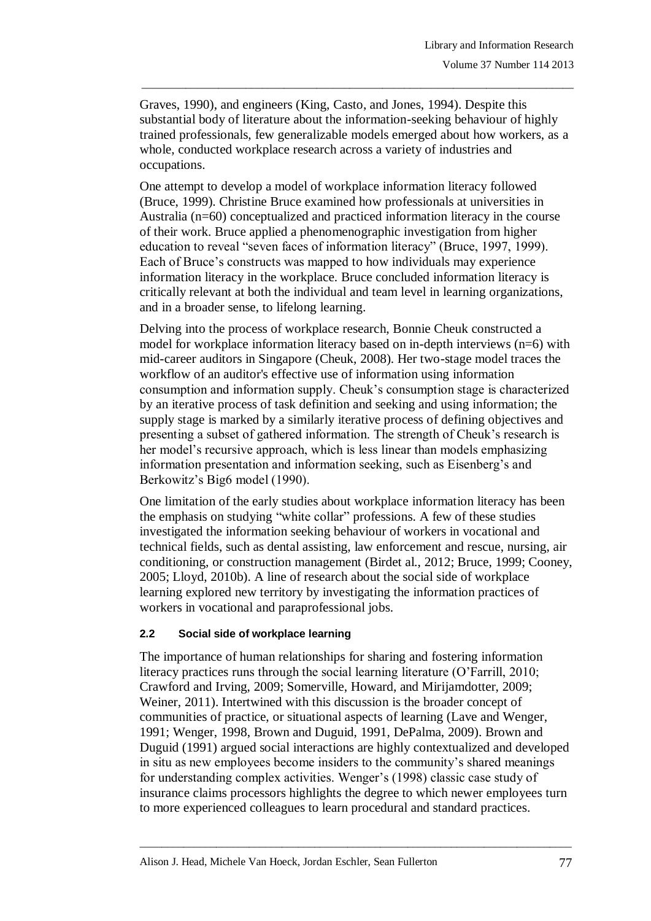Graves, 1990), and engineers (King, Casto, and Jones, 1994). Despite this substantial body of literature about the information-seeking behaviour of highly trained professionals, few generalizable models emerged about how workers, as a whole, conducted workplace research across a variety of industries and occupations.

One attempt to develop a model of workplace information literacy followed (Bruce, 1999). Christine Bruce examined how professionals at universities in Australia (n=60) conceptualized and practiced information literacy in the course of their work. Bruce applied a phenomenographic investigation from higher education to reveal "seven faces of information literacy" (Bruce, 1997, 1999). Each of Bruce's constructs was mapped to how individuals may experience information literacy in the workplace. Bruce concluded information literacy is critically relevant at both the individual and team level in learning organizations, and in a broader sense, to lifelong learning.

Delving into the process of workplace research, Bonnie Cheuk constructed a model for workplace information literacy based on in-depth interviews (n=6) with mid-career auditors in Singapore (Cheuk, 2008). Her two-stage model traces the workflow of an auditor's effective use of information using information consumption and information supply. Cheuk's consumption stage is characterized by an iterative process of task definition and seeking and using information; the supply stage is marked by a similarly iterative process of defining objectives and presenting a subset of gathered information. The strength of Cheuk's research is her model's recursive approach, which is less linear than models emphasizing information presentation and information seeking, such as Eisenberg's and Berkowitz's Big6 model (1990).

One limitation of the early studies about workplace information literacy has been the emphasis on studying "white collar" professions. A few of these studies investigated the information seeking behaviour of workers in vocational and technical fields, such as dental assisting, law enforcement and rescue, nursing, air conditioning, or construction management (Birdet al., 2012; Bruce, 1999; Cooney, 2005; Lloyd, 2010b). A line of research about the social side of workplace learning explored new territory by investigating the information practices of workers in vocational and paraprofessional jobs.

### 2.2 Social side of workplace learning

The importance of human relationships for sharing and fostering information literacy practices runs through the social learning literature (O'Farrill, 2010; Crawford and Irving, 2009; Somerville, Howard, and Mirijamdotter, 2009; Weiner, 2011). Intertwined with this discussion is the broader concept of communities of practice, or situational aspects of learning (Lave and Wenger, 1991; Wenger, 1998, Brown and Duguid, 1991, DePalma, 2009). Brown and Duguid (1991) argued social interactions are highly contextualized and developed in situ as new employees become insiders to the community's shared meanings for understanding complex activities. Wenger's (1998) classic case study of insurance claims processors highlights the degree to which newer employees turn to more experienced colleagues to learn procedural and standard practices.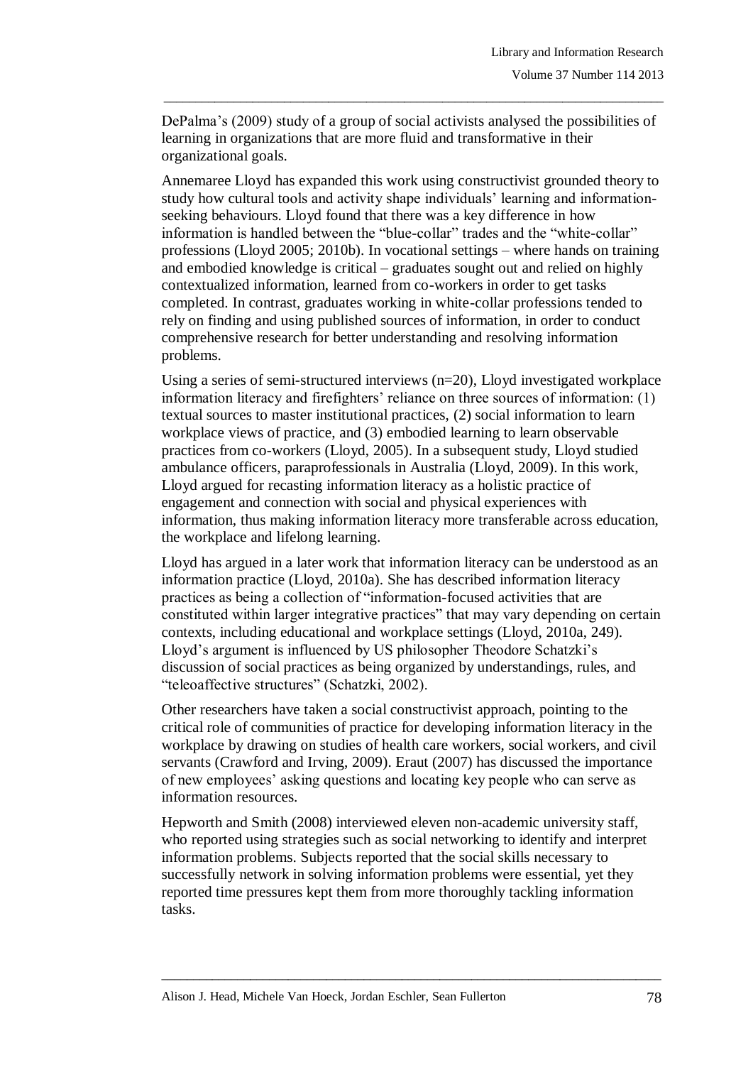DePalma's (2009) study of a group of social activists analysed the possibilities of learning in organizations that are more fluid and transformative in their organizational goals.

Annemaree Lloyd has expanded this work using constructivist grounded theory to study how cultural tools and activity shape individuals' learning and information-seeking behaviours. Lloyd found that there was a key difference in how information is handled between the "blue-collar" trades and the "white-collar" professions (Lloyd 2005; 2010b). In vocational settings – where hands on training and embodied knowledge is critical – graduates sought out and relied on highly contextualized information, learned from co-workers in order to get tasks completed. In contrast, graduates working in white-collar professions tended to rely on finding and using published sources of information, in order to conduct comprehensive research for better understanding and resolving information problems.

Using a series of semi-structured interviews (n=20), Lloyd investigated workplace information literacy and firefighters' reliance on three sources of information: (1) textual sources to master institutional practices, (2) social information to learn workplace views of practice, and (3) embodied learning to learn observable practices from co-workers (Lloyd, 2005). In a subsequent study, Lloyd studied ambulance officers, paraprofessionals in Australia (Lloyd, 2009). In this work, Lloyd argued for recasting information literacy as a holistic practice of engagement and connection with social and physical experiences with information, thus making information literacy more transferable across education, the workplace and lifelong learning.

Lloyd has argued in a later work that information literacy can be understood as an information practice (Lloyd, 2010a). She has described information literacy practices as being a collection of "information-focused activities that are constituted within larger integrative practices" that may vary depending on certain contexts, including educational and workplace settings (Lloyd, 2010a, 249). Lloyd's argument is influenced by US philosopher Theodore Schatzki's discussion of social practices as being organized by understandings, rules, and "teleoaffective structures" (Schatzki, 2002).

Other researchers have taken a social constructivist approach, pointing to the critical role of communities of practice for developing information literacy in the workplace by drawing on studies of health care workers, social workers, and civil servants (Crawford and Irving, 2009). Eraut (2007) has discussed the importance of new employees' asking questions and locating key people who can serve as information resources.

Hepworth and Smith (2008) interviewed eleven non-academic university staff, who reported using strategies such as social networking to identify and interpret information problems. Subjects reported that the social skills necessary to successfully network in solving information problems were essential, yet they reported time pressures kept them from more thoroughly tackling information tasks.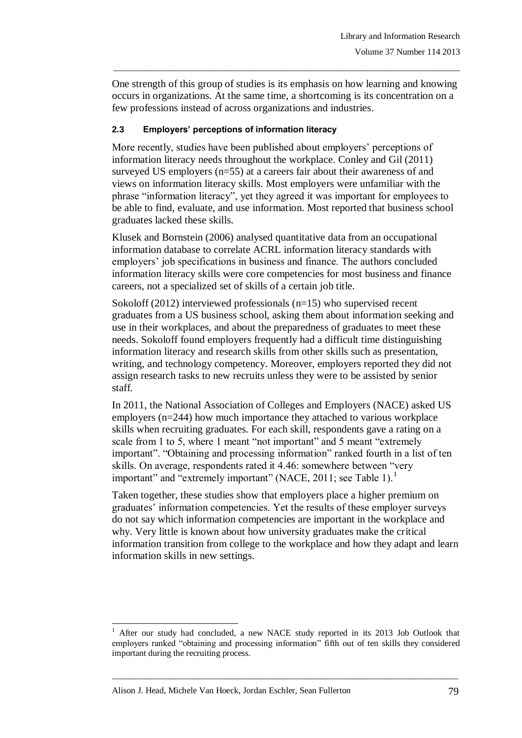One strength of this group of studies is its emphasis on how learning and knowing occurs in organizations. At the same time, a shortcoming is its concentration on a few professions instead of across organizations and industries.

### 2.3 Employers' perceptions of information literacy

More recently, studies have been published about employers' perceptions of information literacy needs throughout the workplace. Conley and Gil (2011) surveyed US employers (n=55) at a careers fair about their awareness of and views on information literacy skills. Most employers were unfamiliar with the phrase "information literacy", yet they agreed it was important for employees to be able to find, evaluate, and use information. Most reported that business school graduates lacked these skills.

Klusek and Bornstein (2006) analysed quantitative data from an occupational information database to correlate ACRL information literacy standards with employers' job specifications in business and finance. The authors concluded information literacy skills were core competencies for most business and finance careers, not a specialized set of skills of a certain job title.

Sokoloff (2012) interviewed professionals (n=15) who supervised recent graduates from a US business school, asking them about information seeking and use in their workplaces, and about the preparedness of graduates to meet these needs. Sokoloff found employers frequently had a difficult time distinguishing information literacy and research skills from other skills such as presentation, writing, and technology competency. Moreover, employers reported they did not assign research tasks to new recruits unless they were to be assisted by senior staff.

In 2011, the National Association of Colleges and Employers (NACE) asked US employers (n=244) how much importance they attached to various workplace skills when recruiting graduates. For each skill, respondents gave a rating on a scale from 1 to 5, where 1 meant "not important" and 5 meant "extremely important". "Obtaining and processing information" ranked fourth in a list of ten skills. On average, respondents rated it 4.46: somewhere between "very important" and "extremely important" (NACE, 2011; see Table 1).[1]

Taken together, these studies show that employers place a higher premium on graduates' information competencies. Yet the results of these employer surveys do not say which information competencies are important in the workplace and why. Very little is known about how university graduates make the critical information transition from college to the workplace and how they adapt and learn information skills in new settings.

[1] After our study had concluded, a new NACE study reported in its 2013 Job Outlook that employers ranked "obtaining and processing information" fifth out of ten skills they considered important during the recruiting process.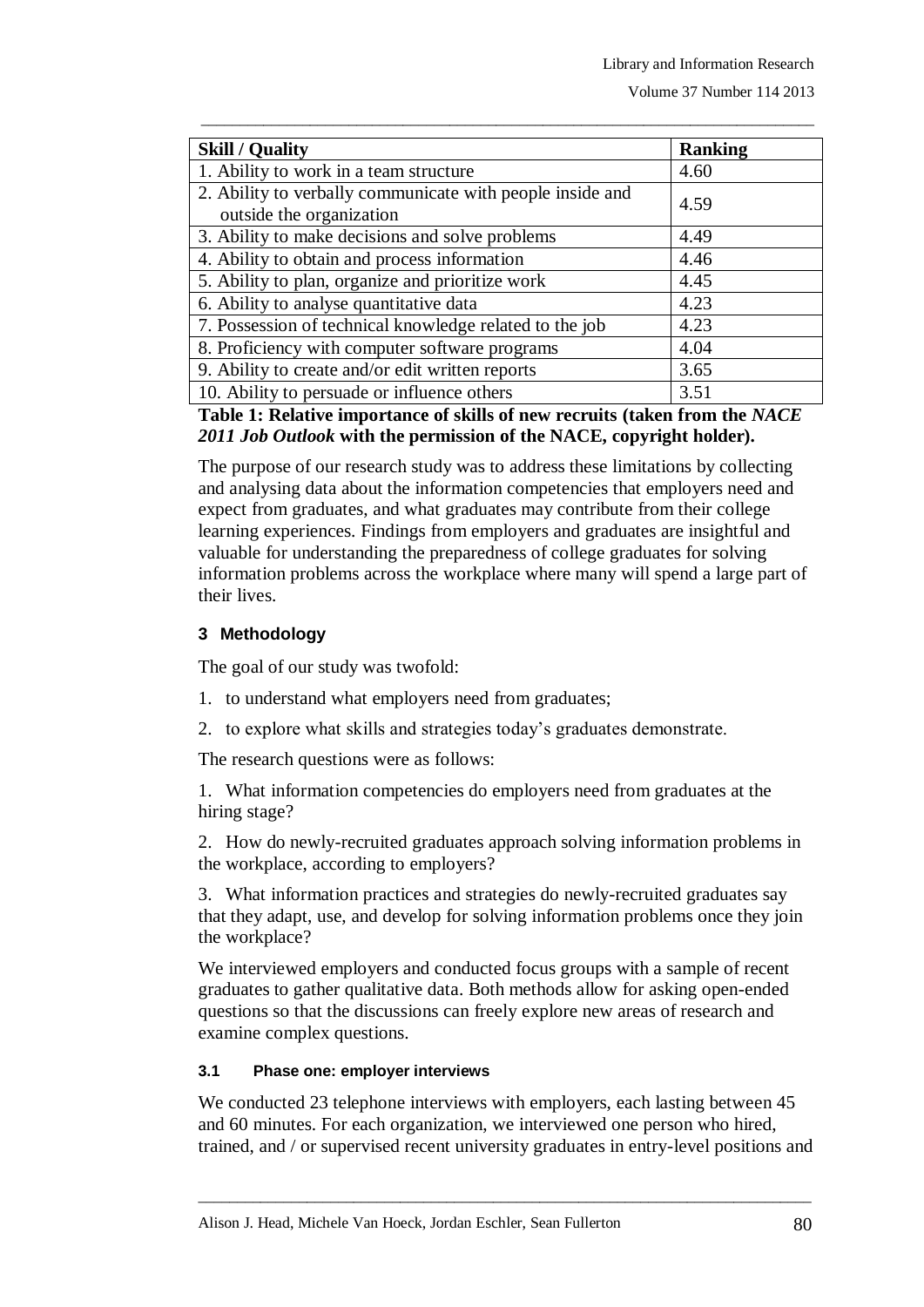| Skill / Quality | Ranking |
| --- | --- |
| 1. Ability to work in a team structure | 4.60 |
| 2. Ability to verbally communicate with people inside and outside the organization | 4.59 |
| 3. Ability to make decisions and solve problems | 4.49 |
| 4. Ability to obtain and process information | 4.46 |
| 5. Ability to plan, organize and prioritize work | 4.45 |
| 6. Ability to analyse quantitative data | 4.23 |
| 7. Possession of technical knowledge related to the job | 4.23 |
| 8. Proficiency with computer software programs | 4.04 |
| 9. Ability to create and/or edit written reports | 3.65 |
| 10. Ability to persuade or influence others | 3.51 |

**Table 1: Relative importance of skills of new recruits (taken from the *NACE 2011 Job Outlook* with the permission of the NACE, copyright holder).**

The purpose of our research study was to address these limitations by collecting and analysing data about the information competencies that employers need and expect from graduates, and what graduates may contribute from their college learning experiences. Findings from employers and graduates are insightful and valuable for understanding the preparedness of college graduates for solving information problems across the workplace where many will spend a large part of their lives.

## 3 Methodology

The goal of our study was twofold:

1. to understand what employers need from graduates;
2. to explore what skills and strategies today's graduates demonstrate.

The research questions were as follows:

1. What information competencies do employers need from graduates at the hiring stage?

2. How do newly-recruited graduates approach solving information problems in the workplace, according to employers?

3. What information practices and strategies do newly-recruited graduates say that they adapt, use, and develop for solving information problems once they join the workplace?

We interviewed employers and conducted focus groups with a sample of recent graduates to gather qualitative data. Both methods allow for asking open-ended questions so that the discussions can freely explore new areas of research and examine complex questions.

### 3.1 Phase one: employer interviews

We conducted 23 telephone interviews with employers, each lasting between 45 and 60 minutes. For each organization, we interviewed one person who hired, trained, and / or supervised recent university graduates in entry-level positions and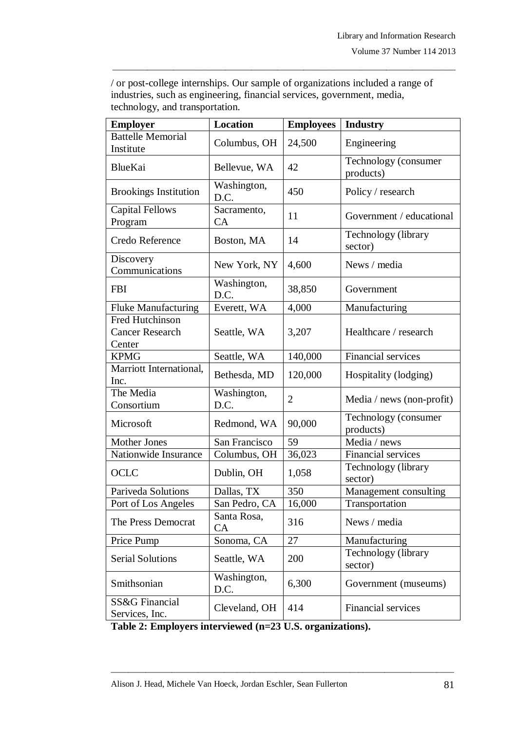/ or post-college internships. Our sample of organizations included a range of industries, such as engineering, financial services, government, media, technology, and transportation.

| Employer | Location | Employees | Industry |
|---|---|---|---|
| Battelle Memorial Institute | Columbus, OH | 24,500 | Engineering |
| BlueKai | Bellevue, WA | 42 | Technology (consumer products) |
| Brookings Institution | Washington, D.C. | 450 | Policy / research |
| Capital Fellows Program | Sacramento, CA | 11 | Government / educational |
| Credo Reference | Boston, MA | 14 | Technology (library sector) |
| Discovery Communications | New York, NY | 4,600 | News / media |
| FBI | Washington, D.C. | 38,850 | Government |
| Fluke Manufacturing | Everett, WA | 4,000 | Manufacturing |
| Fred Hutchinson Cancer Research Center | Seattle, WA | 3,207 | Healthcare / research |
| KPMG | Seattle, WA | 140,000 | Financial services |
| Marriott International, Inc. | Bethesda, MD | 120,000 | Hospitality (lodging) |
| The Media Consortium | Washington, D.C. | 2 | Media / news (non-profit) |
| Microsoft | Redmond, WA | 90,000 | Technology (consumer products) |
| Mother Jones | San Francisco | 59 | Media / news |
| Nationwide Insurance | Columbus, OH | 36,023 | Financial services |
| OCLC | Dublin, OH | 1,058 | Technology (library sector) |
| Pariveda Solutions | Dallas, TX | 350 | Management consulting |
| Port of Los Angeles | San Pedro, CA | 16,000 | Transportation |
| The Press Democrat | Santa Rosa, CA | 316 | News / media |
| Price Pump | Sonoma, CA | 27 | Manufacturing |
| Serial Solutions | Seattle, WA | 200 | Technology (library sector) |
| Smithsonian | Washington, D.C. | 6,300 | Government (museums) |
| SS&G Financial Services, Inc. | Cleveland, OH | 414 | Financial services |

**Table 2: Employers interviewed (n=23 U.S. organizations).**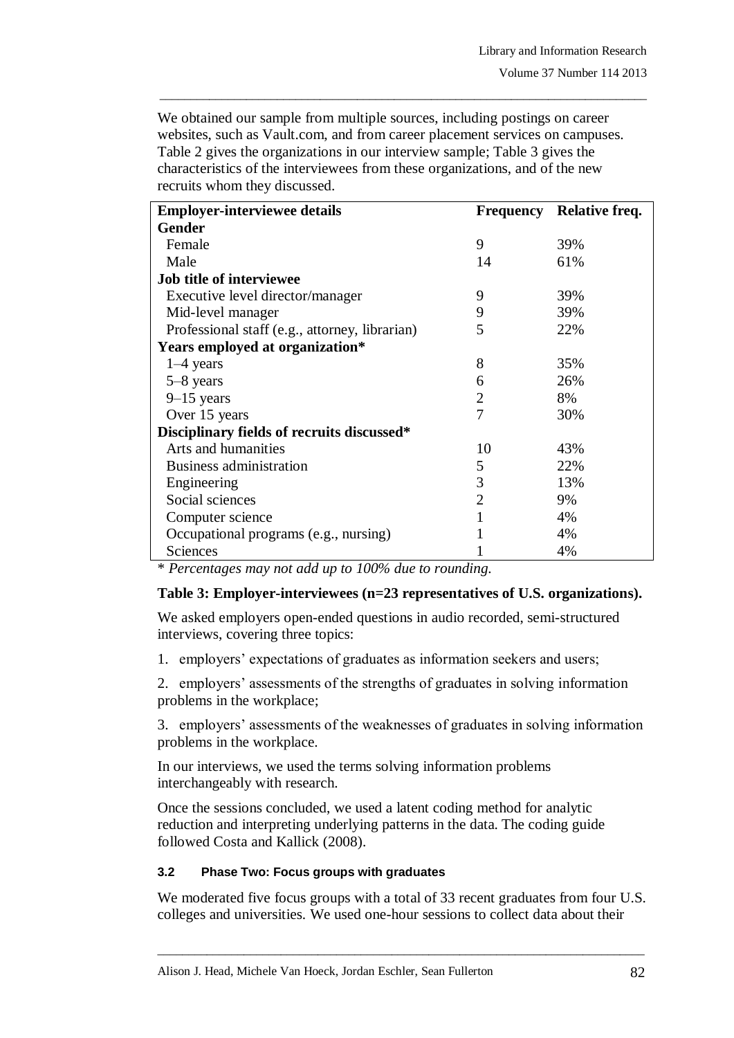We obtained our sample from multiple sources, including postings on career websites, such as Vault.com, and from career placement services on campuses. Table 2 gives the organizations in our interview sample; Table 3 gives the characteristics of the interviewees from these organizations, and of the new recruits whom they discussed.

| **Employer-interviewee details** | **Frequency** | **Relative freq.** |
|---|---|---|
| **Gender** | | |
| Female | 9 | 39% |
| Male | 14 | 61% |
| **Job title of interviewee** | | |
| Executive level director/manager | 9 | 39% |
| Mid-level manager | 9 | 39% |
| Professional staff (e.g., attorney, librarian) | 5 | 22% |
| **Years employed at organization*** | | |
| 1–4 years | 8 | 35% |
| 5–8 years | 6 | 26% |
| 9–15 years | 2 | 8% |
| Over 15 years | 7 | 30% |
| **Disciplinary fields of recruits discussed*** | | |
| Arts and humanities | 10 | 43% |
| Business administration | 5 | 22% |
| Engineering | 3 | 13% |
| Social sciences | 2 | 9% |
| Computer science | 1 | 4% |
| Occupational programs (e.g., nursing) | 1 | 4% |
| Sciences | 1 | 4% |

\* *Percentages may not add up to 100% due to rounding.*

**Table 3: Employer-interviewees (n=23 representatives of U.S. organizations).**

We asked employers open-ended questions in audio recorded, semi-structured interviews, covering three topics:

1. employers' expectations of graduates as information seekers and users;

2. employers' assessments of the strengths of graduates in solving information problems in the workplace;

3. employers' assessments of the weaknesses of graduates in solving information problems in the workplace.

In our interviews, we used the terms solving information problems interchangeably with research.

Once the sessions concluded, we used a latent coding method for analytic reduction and interpreting underlying patterns in the data. The coding guide followed Costa and Kallick (2008).

### 3.2 Phase Two: Focus groups with graduates

We moderated five focus groups with a total of 33 recent graduates from four U.S. colleges and universities. We used one-hour sessions to collect data about their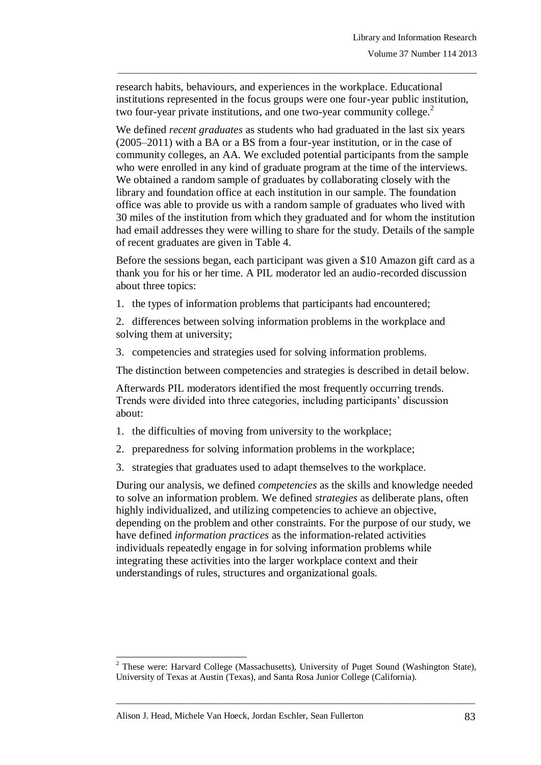research habits, behaviours, and experiences in the workplace. Educational institutions represented in the focus groups were one four-year public institution, two four-year private institutions, and one two-year community college.[2]

We defined *recent graduates* as students who had graduated in the last six years (2005–2011) with a BA or a BS from a four-year institution, or in the case of community colleges, an AA. We excluded potential participants from the sample who were enrolled in any kind of graduate program at the time of the interviews. We obtained a random sample of graduates by collaborating closely with the library and foundation office at each institution in our sample. The foundation office was able to provide us with a random sample of graduates who lived with 30 miles of the institution from which they graduated and for whom the institution had email addresses they were willing to share for the study. Details of the sample of recent graduates are given in Table 4.

Before the sessions began, each participant was given a $10 Amazon gift card as a thank you for his or her time. A PIL moderator led an audio-recorded discussion about three topics:

1. the types of information problems that participants had encountered;
2. differences between solving information problems in the workplace and solving them at university;
3. competencies and strategies used for solving information problems.

The distinction between competencies and strategies is described in detail below.

Afterwards PIL moderators identified the most frequently occurring trends. Trends were divided into three categories, including participants' discussion about:

1. the difficulties of moving from university to the workplace;
2. preparedness for solving information problems in the workplace;
3. strategies that graduates used to adapt themselves to the workplace.

During our analysis, we defined *competencies* as the skills and knowledge needed to solve an information problem. We defined *strategies* as deliberate plans, often highly individualized, and utilizing competencies to achieve an objective, depending on the problem and other constraints. For the purpose of our study, we have defined *information practices* as the information-related activities individuals repeatedly engage in for solving information problems while integrating these activities into the larger workplace context and their understandings of rules, structures and organizational goals.

[2] These were: Harvard College (Massachusetts), University of Puget Sound (Washington State), University of Texas at Austin (Texas), and Santa Rosa Junior College (California).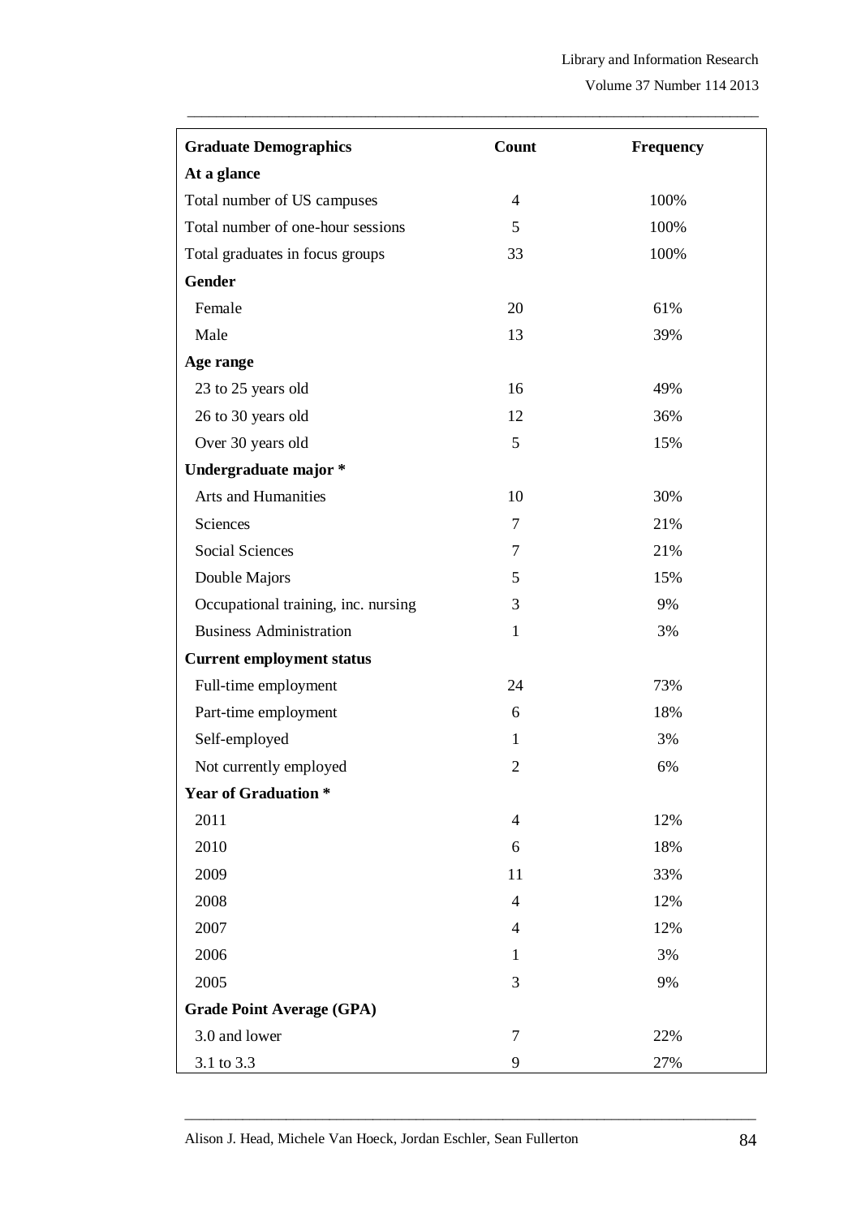| Graduate Demographics | Count | Frequency |
|---|---|---|
| **At a glance** | | |
| Total number of US campuses | 4 | 100% |
| Total number of one-hour sessions | 5 | 100% |
| Total graduates in focus groups | 33 | 100% |
| **Gender** | | |
| Female | 20 | 61% |
| Male | 13 | 39% |
| **Age range** | | |
| 23 to 25 years old | 16 | 49% |
| 26 to 30 years old | 12 | 36% |
| Over 30 years old | 5 | 15% |
| **Undergraduate major *** | | |
| Arts and Humanities | 10 | 30% |
| Sciences | 7 | 21% |
| Social Sciences | 7 | 21% |
| Double Majors | 5 | 15% |
| Occupational training, inc. nursing | 3 | 9% |
| Business Administration | 1 | 3% |
| **Current employment status** | | |
| Full-time employment | 24 | 73% |
| Part-time employment | 6 | 18% |
| Self-employed | 1 | 3% |
| Not currently employed | 2 | 6% |
| **Year of Graduation *** | | |
| 2011 | 4 | 12% |
| 2010 | 6 | 18% |
| 2009 | 11 | 33% |
| 2008 | 4 | 12% |
| 2007 | 4 | 12% |
| 2006 | 1 | 3% |
| 2005 | 3 | 9% |
| **Grade Point Average (GPA)** | | |
| 3.0 and lower | 7 | 22% |
| 3.1 to 3.3 | 9 | 27% |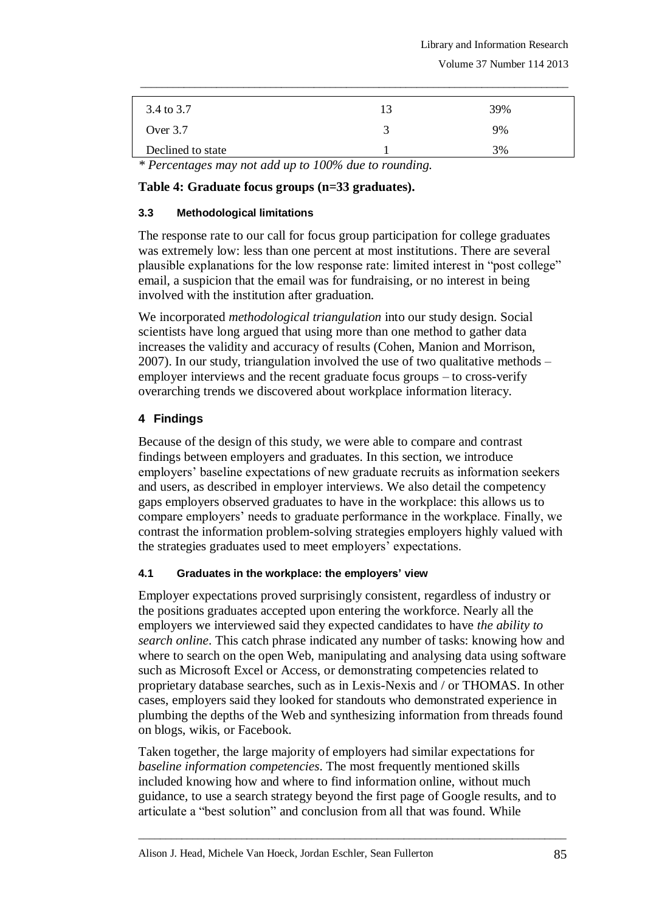| | | |
|---|---|---|
| 3.4 to 3.7 | 13 | 39% |
| Over 3.7 | 3 | 9% |
| Declined to state | 1 | 3% |

*\* Percentages may not add up to 100% due to rounding.*

**Table 4: Graduate focus groups (n=33 graduates).**

### 3.3 Methodological limitations

The response rate to our call for focus group participation for college graduates was extremely low: less than one percent at most institutions. There are several plausible explanations for the low response rate: limited interest in "post college" email, a suspicion that the email was for fundraising, or no interest in being involved with the institution after graduation.

We incorporated *methodological triangulation* into our study design. Social scientists have long argued that using more than one method to gather data increases the validity and accuracy of results (Cohen, Manion and Morrison, 2007). In our study, triangulation involved the use of two qualitative methods – employer interviews and the recent graduate focus groups – to cross-verify overarching trends we discovered about workplace information literacy.

## 4 Findings

Because of the design of this study, we were able to compare and contrast findings between employers and graduates. In this section, we introduce employers' baseline expectations of new graduate recruits as information seekers and users, as described in employer interviews. We also detail the competency gaps employers observed graduates to have in the workplace: this allows us to compare employers' needs to graduate performance in the workplace. Finally, we contrast the information problem-solving strategies employers highly valued with the strategies graduates used to meet employers' expectations.

### 4.1 Graduates in the workplace: the employers' view

Employer expectations proved surprisingly consistent, regardless of industry or the positions graduates accepted upon entering the workforce. Nearly all the employers we interviewed said they expected candidates to have *the ability to search online*. This catch phrase indicated any number of tasks: knowing how and where to search on the open Web, manipulating and analysing data using software such as Microsoft Excel or Access, or demonstrating competencies related to proprietary database searches, such as in Lexis-Nexis and / or THOMAS. In other cases, employers said they looked for standouts who demonstrated experience in plumbing the depths of the Web and synthesizing information from threads found on blogs, wikis, or Facebook.

Taken together, the large majority of employers had similar expectations for *baseline information competencies*. The most frequently mentioned skills included knowing how and where to find information online, without much guidance, to use a search strategy beyond the first page of Google results, and to articulate a "best solution" and conclusion from all that was found. While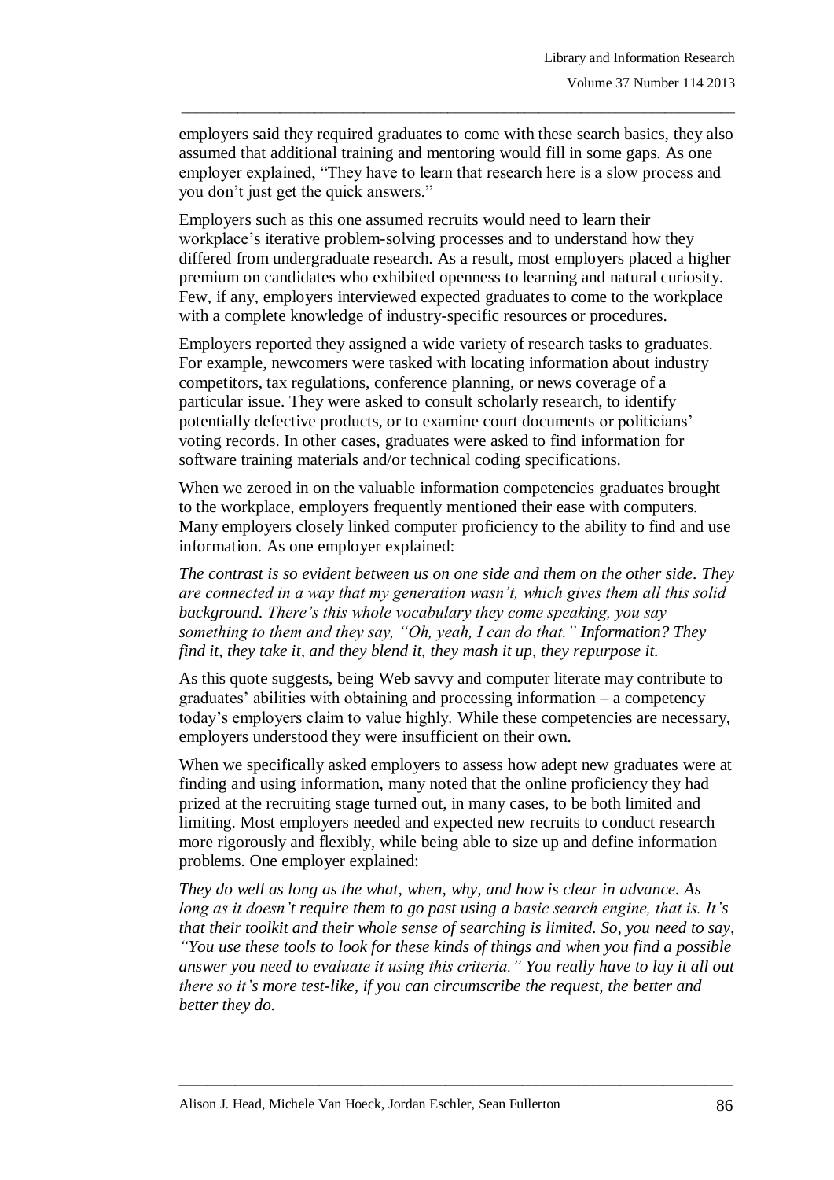employers said they required graduates to come with these search basics, they also assumed that additional training and mentoring would fill in some gaps. As one employer explained, "They have to learn that research here is a slow process and you don't just get the quick answers."

Employers such as this one assumed recruits would need to learn their workplace's iterative problem-solving processes and to understand how they differed from undergraduate research. As a result, most employers placed a higher premium on candidates who exhibited openness to learning and natural curiosity. Few, if any, employers interviewed expected graduates to come to the workplace with a complete knowledge of industry-specific resources or procedures.

Employers reported they assigned a wide variety of research tasks to graduates. For example, newcomers were tasked with locating information about industry competitors, tax regulations, conference planning, or news coverage of a particular issue. They were asked to consult scholarly research, to identify potentially defective products, or to examine court documents or politicians' voting records. In other cases, graduates were asked to find information for software training materials and/or technical coding specifications.

When we zeroed in on the valuable information competencies graduates brought to the workplace, employers frequently mentioned their ease with computers. Many employers closely linked computer proficiency to the ability to find and use information. As one employer explained:

*The contrast is so evident between us on one side and them on the other side. They are connected in a way that my generation wasn't, which gives them all this solid background. There's this whole vocabulary they come speaking, you say something to them and they say, "Oh, yeah, I can do that." Information? They find it, they take it, and they blend it, they mash it up, they repurpose it.*

As this quote suggests, being Web savvy and computer literate may contribute to graduates' abilities with obtaining and processing information – a competency today's employers claim to value highly. While these competencies are necessary, employers understood they were insufficient on their own.

When we specifically asked employers to assess how adept new graduates were at finding and using information, many noted that the online proficiency they had prized at the recruiting stage turned out, in many cases, to be both limited and limiting. Most employers needed and expected new recruits to conduct research more rigorously and flexibly, while being able to size up and define information problems. One employer explained:

*They do well as long as the what, when, why, and how is clear in advance. As long as it doesn't require them to go past using a basic search engine, that is. It's that their toolkit and their whole sense of searching is limited. So, you need to say, "You use these tools to look for these kinds of things and when you find a possible answer you need to evaluate it using this criteria." You really have to lay it all out there so it's more test-like, if you can circumscribe the request, the better and better they do.*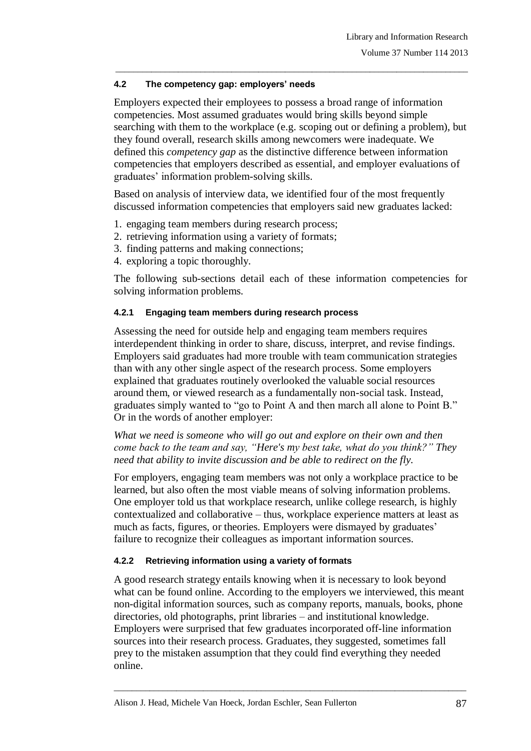### 4.2 The competency gap: employers' needs

Employers expected their employees to possess a broad range of information competencies. Most assumed graduates would bring skills beyond simple searching with them to the workplace (e.g. scoping out or defining a problem), but they found overall, research skills among newcomers were inadequate. We defined this *competency gap* as the distinctive difference between information competencies that employers described as essential, and employer evaluations of graduates' information problem-solving skills.

Based on analysis of interview data, we identified four of the most frequently discussed information competencies that employers said new graduates lacked:

1. engaging team members during research process;
2. retrieving information using a variety of formats;
3. finding patterns and making connections;
4. exploring a topic thoroughly.

The following sub-sections detail each of these information competencies for solving information problems.

#### 4.2.1 Engaging team members during research process

Assessing the need for outside help and engaging team members requires interdependent thinking in order to share, discuss, interpret, and revise findings. Employers said graduates had more trouble with team communication strategies than with any other single aspect of the research process. Some employers explained that graduates routinely overlooked the valuable social resources around them, or viewed research as a fundamentally non-social task. Instead, graduates simply wanted to "go to Point A and then march all alone to Point B." Or in the words of another employer:

*What we need is someone who will go out and explore on their own and then come back to the team and say, "Here's my best take, what do you think?" They need that ability to invite discussion and be able to redirect on the fly.*

For employers, engaging team members was not only a workplace practice to be learned, but also often the most viable means of solving information problems. One employer told us that workplace research, unlike college research, is highly contextualized and collaborative – thus, workplace experience matters at least as much as facts, figures, or theories. Employers were dismayed by graduates' failure to recognize their colleagues as important information sources.

#### 4.2.2 Retrieving information using a variety of formats

A good research strategy entails knowing when it is necessary to look beyond what can be found online. According to the employers we interviewed, this meant non-digital information sources, such as company reports, manuals, books, phone directories, old photographs, print libraries – and institutional knowledge. Employers were surprised that few graduates incorporated off-line information sources into their research process. Graduates, they suggested, sometimes fall prey to the mistaken assumption that they could find everything they needed online.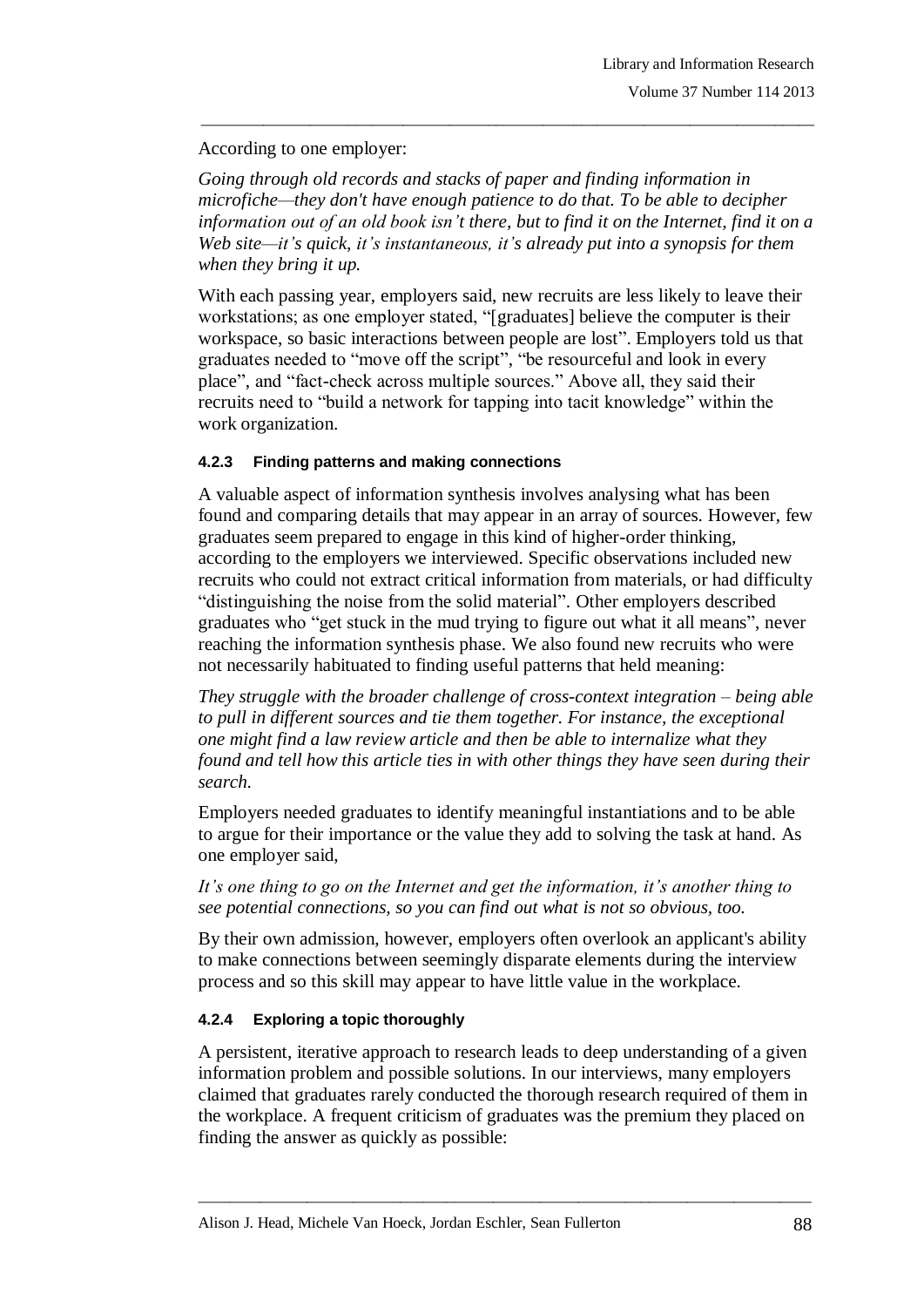According to one employer:

*Going through old records and stacks of paper and finding information in microfiche—they don't have enough patience to do that. To be able to decipher information out of an old book isn't there, but to find it on the Internet, find it on a Web site—it's quick, it's instantaneous, it's already put into a synopsis for them when they bring it up.*

With each passing year, employers said, new recruits are less likely to leave their workstations; as one employer stated, "[graduates] believe the computer is their workspace, so basic interactions between people are lost". Employers told us that graduates needed to "move off the script", "be resourceful and look in every place", and "fact-check across multiple sources." Above all, they said their recruits need to "build a network for tapping into tacit knowledge" within the work organization.

#### 4.2.3 Finding patterns and making connections

A valuable aspect of information synthesis involves analysing what has been found and comparing details that may appear in an array of sources. However, few graduates seem prepared to engage in this kind of higher-order thinking, according to the employers we interviewed. Specific observations included new recruits who could not extract critical information from materials, or had difficulty "distinguishing the noise from the solid material". Other employers described graduates who "get stuck in the mud trying to figure out what it all means", never reaching the information synthesis phase. We also found new recruits who were not necessarily habituated to finding useful patterns that held meaning:

*They struggle with the broader challenge of cross-context integration – being able to pull in different sources and tie them together. For instance, the exceptional one might find a law review article and then be able to internalize what they found and tell how this article ties in with other things they have seen during their search.*

Employers needed graduates to identify meaningful instantiations and to be able to argue for their importance or the value they add to solving the task at hand. As one employer said,

*It's one thing to go on the Internet and get the information, it's another thing to see potential connections, so you can find out what is not so obvious, too.*

By their own admission, however, employers often overlook an applicant's ability to make connections between seemingly disparate elements during the interview process and so this skill may appear to have little value in the workplace.

#### 4.2.4 Exploring a topic thoroughly

A persistent, iterative approach to research leads to deep understanding of a given information problem and possible solutions. In our interviews, many employers claimed that graduates rarely conducted the thorough research required of them in the workplace. A frequent criticism of graduates was the premium they placed on finding the answer as quickly as possible: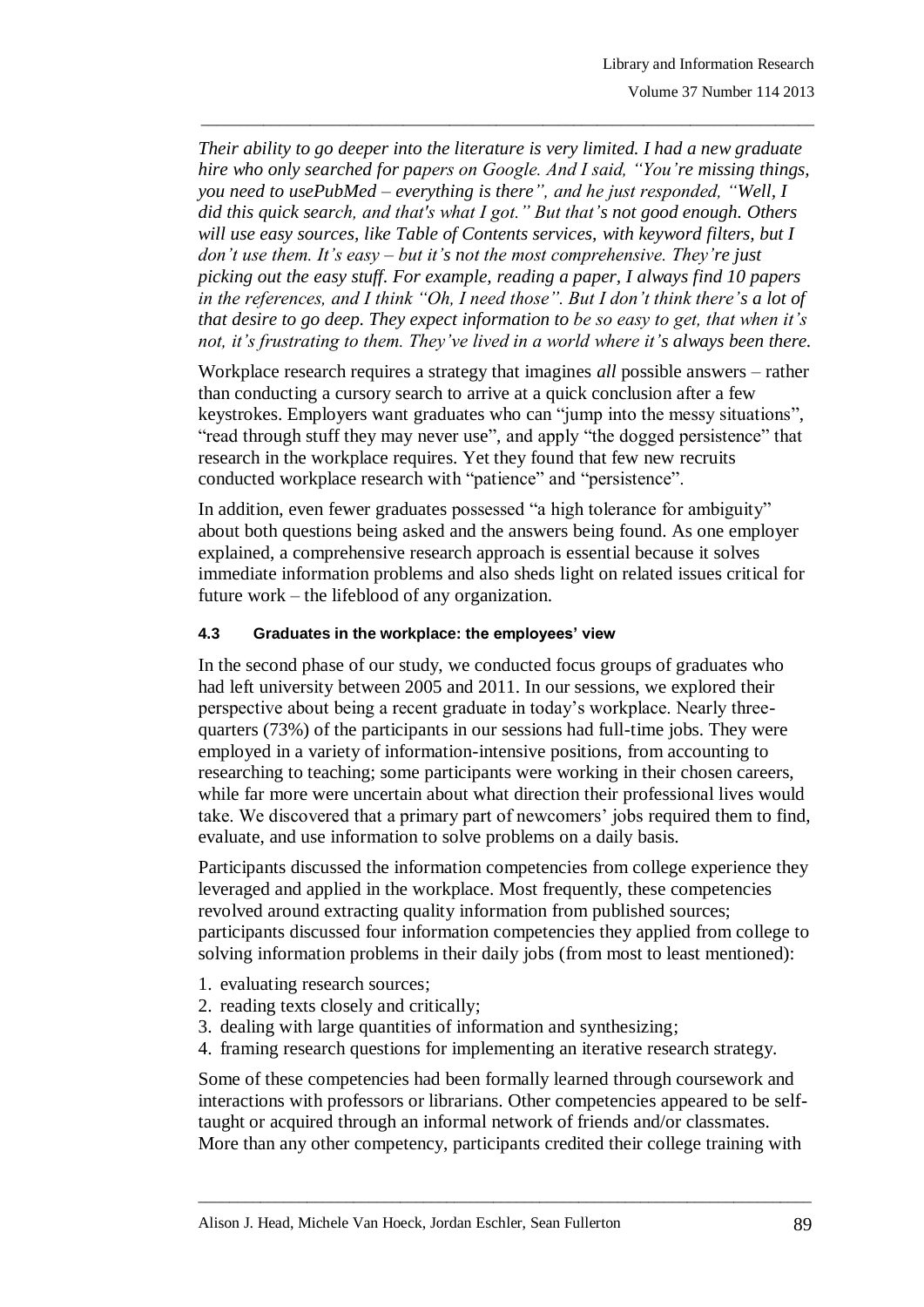*Their ability to go deeper into the literature is very limited. I had a new graduate hire who only searched for papers on Google. And I said, "You're missing things, you need to usePubMed – everything is there", and he just responded, "Well, I did this quick search, and that's what I got." But that's not good enough. Others will use easy sources, like Table of Contents services, with keyword filters, but I don't use them. It's easy – but it's not the most comprehensive. They're just picking out the easy stuff. For example, reading a paper, I always find 10 papers in the references, and I think "Oh, I need those". But I don't think there's a lot of that desire to go deep. They expect information to be so easy to get, that when it's not, it's frustrating to them. They've lived in a world where it's always been there.*

Workplace research requires a strategy that imagines *all* possible answers – rather than conducting a cursory search to arrive at a quick conclusion after a few keystrokes. Employers want graduates who can "jump into the messy situations", "read through stuff they may never use", and apply "the dogged persistence" that research in the workplace requires. Yet they found that few new recruits conducted workplace research with "patience" and "persistence".

In addition, even fewer graduates possessed "a high tolerance for ambiguity" about both questions being asked and the answers being found. As one employer explained, a comprehensive research approach is essential because it solves immediate information problems and also sheds light on related issues critical for future work – the lifeblood of any organization.

#### 4.3 Graduates in the workplace: the employees' view

In the second phase of our study, we conducted focus groups of graduates who had left university between 2005 and 2011. In our sessions, we explored their perspective about being a recent graduate in today's workplace. Nearly three-quarters (73%) of the participants in our sessions had full-time jobs. They were employed in a variety of information-intensive positions, from accounting to researching to teaching; some participants were working in their chosen careers, while far more were uncertain about what direction their professional lives would take. We discovered that a primary part of newcomers' jobs required them to find, evaluate, and use information to solve problems on a daily basis.

Participants discussed the information competencies from college experience they leveraged and applied in the workplace. Most frequently, these competencies revolved around extracting quality information from published sources; participants discussed four information competencies they applied from college to solving information problems in their daily jobs (from most to least mentioned):

1. evaluating research sources;
2. reading texts closely and critically;
3. dealing with large quantities of information and synthesizing;
4. framing research questions for implementing an iterative research strategy.

Some of these competencies had been formally learned through coursework and interactions with professors or librarians. Other competencies appeared to be self-taught or acquired through an informal network of friends and/or classmates. More than any other competency, participants credited their college training with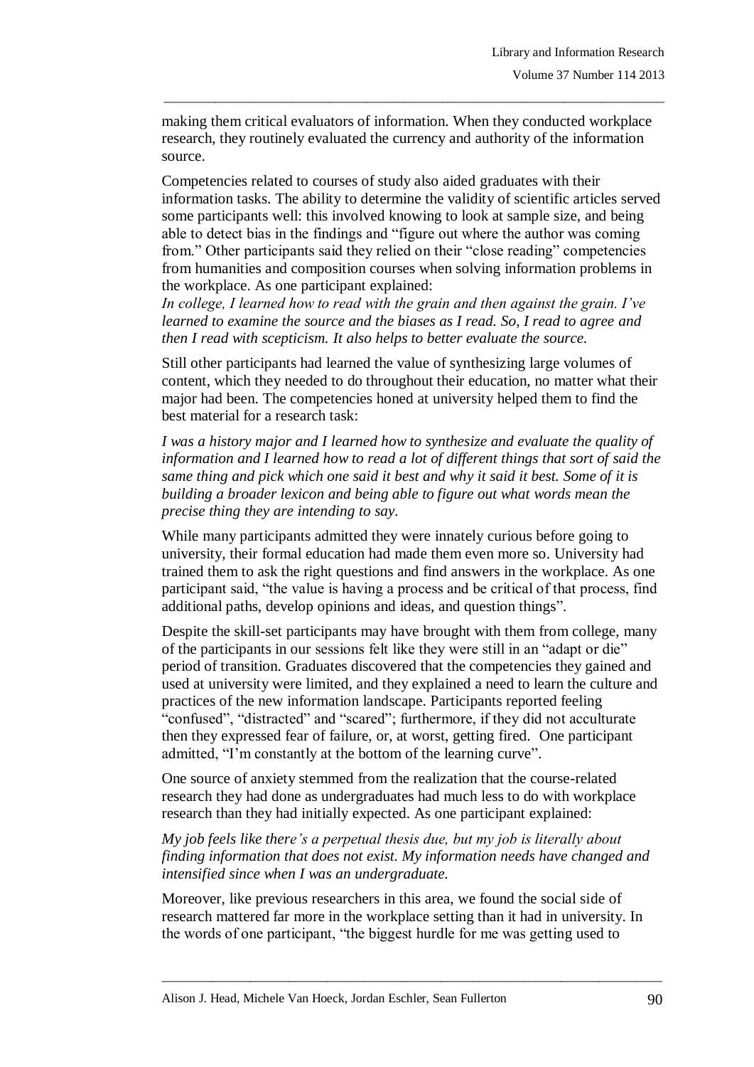making them critical evaluators of information. When they conducted workplace research, they routinely evaluated the currency and authority of the information source.

Competencies related to courses of study also aided graduates with their information tasks. The ability to determine the validity of scientific articles served some participants well: this involved knowing to look at sample size, and being able to detect bias in the findings and "figure out where the author was coming from." Other participants said they relied on their "close reading" competencies from humanities and composition courses when solving information problems in the workplace. As one participant explained:

*In college, I learned how to read with the grain and then against the grain. I've learned to examine the source and the biases as I read. So, I read to agree and then I read with scepticism. It also helps to better evaluate the source.*

Still other participants had learned the value of synthesizing large volumes of content, which they needed to do throughout their education, no matter what their major had been. The competencies honed at university helped them to find the best material for a research task:

*I was a history major and I learned how to synthesize and evaluate the quality of information and I learned how to read a lot of different things that sort of said the same thing and pick which one said it best and why it said it best. Some of it is building a broader lexicon and being able to figure out what words mean the precise thing they are intending to say.*

While many participants admitted they were innately curious before going to university, their formal education had made them even more so. University had trained them to ask the right questions and find answers in the workplace. As one participant said, "the value is having a process and be critical of that process, find additional paths, develop opinions and ideas, and question things".

Despite the skill-set participants may have brought with them from college, many of the participants in our sessions felt like they were still in an "adapt or die" period of transition. Graduates discovered that the competencies they gained and used at university were limited, and they explained a need to learn the culture and practices of the new information landscape. Participants reported feeling "confused", "distracted" and "scared"; furthermore, if they did not acculturate then they expressed fear of failure, or, at worst, getting fired. One participant admitted, "I'm constantly at the bottom of the learning curve".

One source of anxiety stemmed from the realization that the course-related research they had done as undergraduates had much less to do with workplace research than they had initially expected. As one participant explained:

*My job feels like there's a perpetual thesis due, but my job is literally about finding information that does not exist. My information needs have changed and intensified since when I was an undergraduate.*

Moreover, like previous researchers in this area, we found the social side of research mattered far more in the workplace setting than it had in university. In the words of one participant, "the biggest hurdle for me was getting used to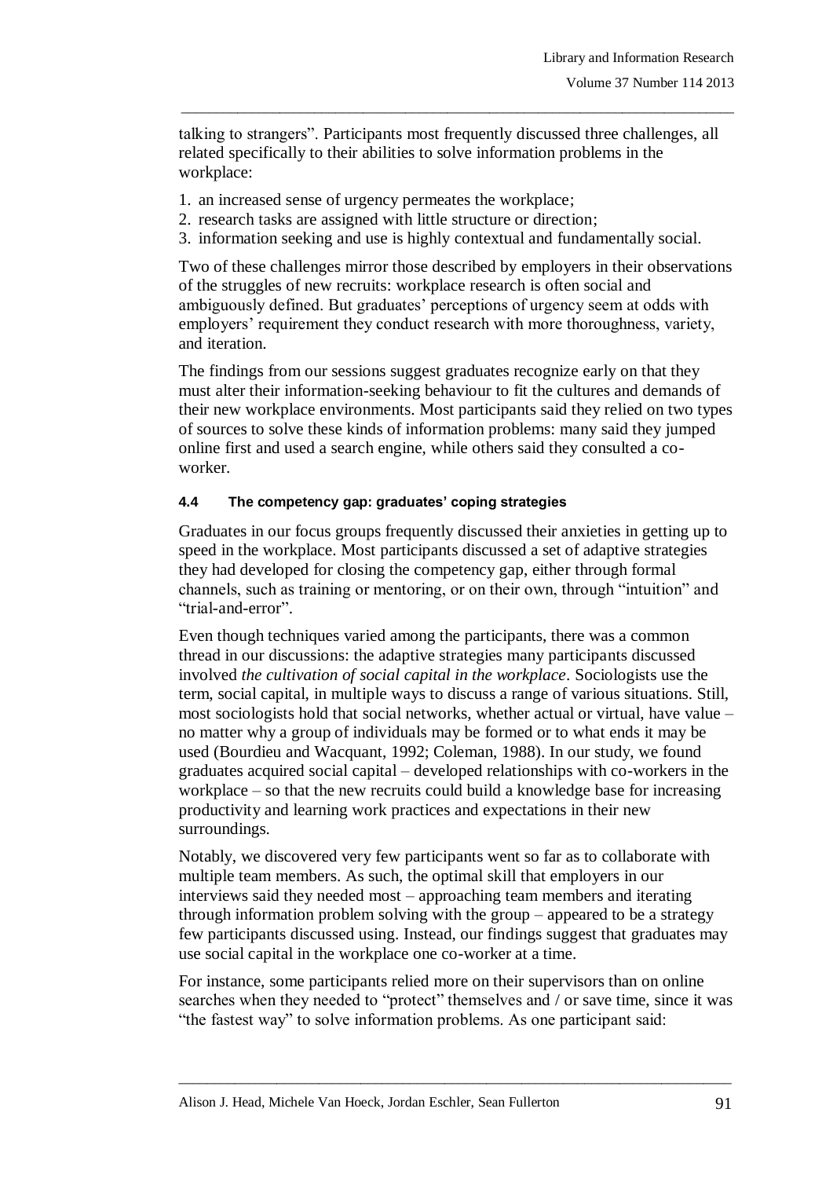talking to strangers". Participants most frequently discussed three challenges, all related specifically to their abilities to solve information problems in the workplace:

1. an increased sense of urgency permeates the workplace;
2. research tasks are assigned with little structure or direction;
3. information seeking and use is highly contextual and fundamentally social.

Two of these challenges mirror those described by employers in their observations of the struggles of new recruits: workplace research is often social and ambiguously defined. But graduates' perceptions of urgency seem at odds with employers' requirement they conduct research with more thoroughness, variety, and iteration.

The findings from our sessions suggest graduates recognize early on that they must alter their information-seeking behaviour to fit the cultures and demands of their new workplace environments. Most participants said they relied on two types of sources to solve these kinds of information problems: many said they jumped online first and used a search engine, while others said they consulted a co-worker.

#### 4.4 The competency gap: graduates' coping strategies

Graduates in our focus groups frequently discussed their anxieties in getting up to speed in the workplace. Most participants discussed a set of adaptive strategies they had developed for closing the competency gap, either through formal channels, such as training or mentoring, or on their own, through "intuition" and "trial-and-error".

Even though techniques varied among the participants, there was a common thread in our discussions: the adaptive strategies many participants discussed involved *the cultivation of social capital in the workplace*. Sociologists use the term, social capital, in multiple ways to discuss a range of various situations. Still, most sociologists hold that social networks, whether actual or virtual, have value – no matter why a group of individuals may be formed or to what ends it may be used (Bourdieu and Wacquant, 1992; Coleman, 1988). In our study, we found graduates acquired social capital – developed relationships with co-workers in the workplace – so that the new recruits could build a knowledge base for increasing productivity and learning work practices and expectations in their new surroundings.

Notably, we discovered very few participants went so far as to collaborate with multiple team members. As such, the optimal skill that employers in our interviews said they needed most – approaching team members and iterating through information problem solving with the group – appeared to be a strategy few participants discussed using. Instead, our findings suggest that graduates may use social capital in the workplace one co-worker at a time.

For instance, some participants relied more on their supervisors than on online searches when they needed to "protect" themselves and / or save time, since it was "the fastest way" to solve information problems. As one participant said: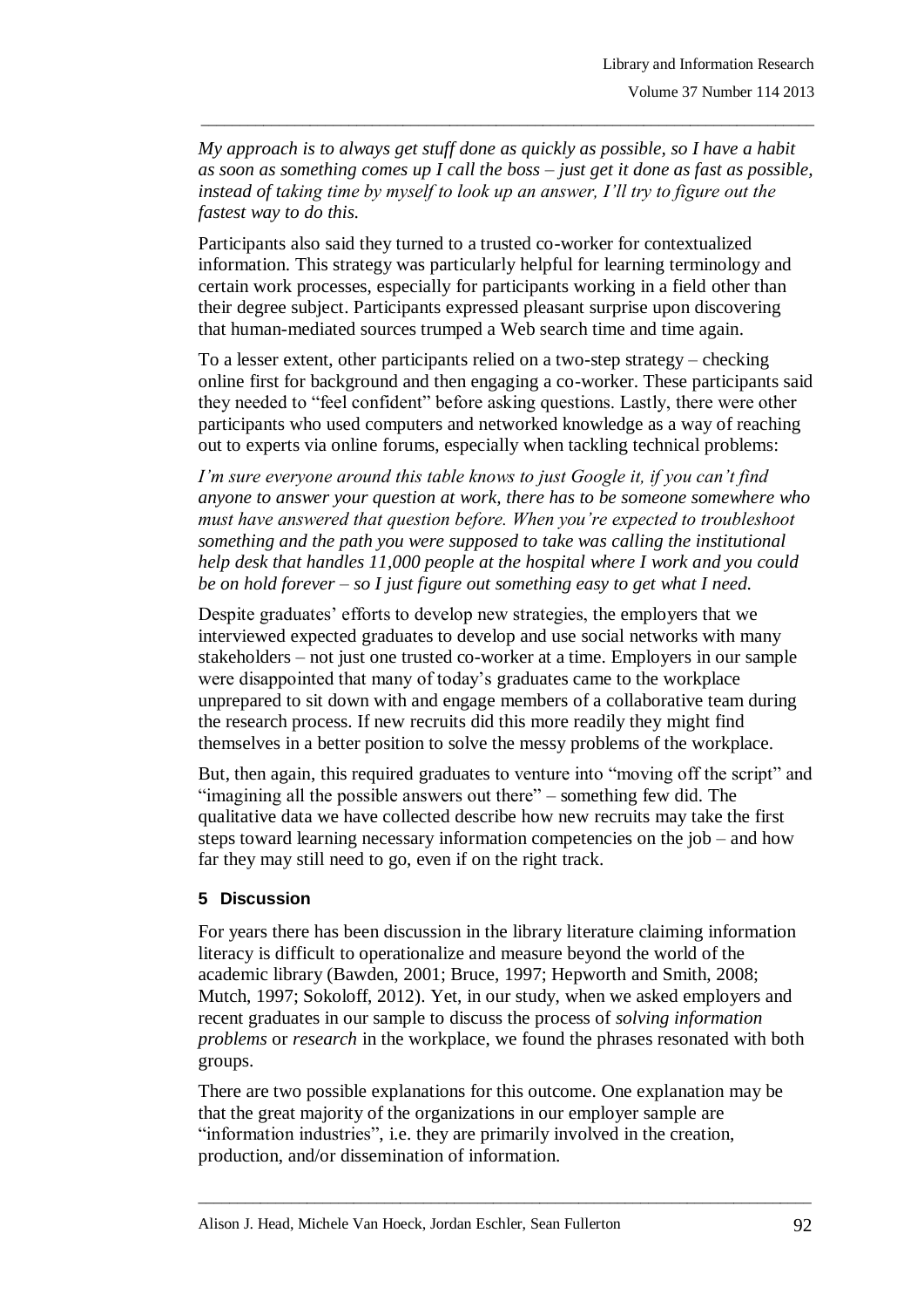*My approach is to always get stuff done as quickly as possible, so I have a habit as soon as something comes up I call the boss – just get it done as fast as possible, instead of taking time by myself to look up an answer, I'll try to figure out the fastest way to do this.*

Participants also said they turned to a trusted co-worker for contextualized information. This strategy was particularly helpful for learning terminology and certain work processes, especially for participants working in a field other than their degree subject. Participants expressed pleasant surprise upon discovering that human-mediated sources trumped a Web search time and time again.

To a lesser extent, other participants relied on a two-step strategy – checking online first for background and then engaging a co-worker. These participants said they needed to "feel confident" before asking questions. Lastly, there were other participants who used computers and networked knowledge as a way of reaching out to experts via online forums, especially when tackling technical problems:

*I'm sure everyone around this table knows to just Google it, if you can't find anyone to answer your question at work, there has to be someone somewhere who must have answered that question before. When you're expected to troubleshoot something and the path you were supposed to take was calling the institutional help desk that handles 11,000 people at the hospital where I work and you could be on hold forever – so I just figure out something easy to get what I need.*

Despite graduates' efforts to develop new strategies, the employers that we interviewed expected graduates to develop and use social networks with many stakeholders – not just one trusted co-worker at a time. Employers in our sample were disappointed that many of today's graduates came to the workplace unprepared to sit down with and engage members of a collaborative team during the research process. If new recruits did this more readily they might find themselves in a better position to solve the messy problems of the workplace.

But, then again, this required graduates to venture into "moving off the script" and "imagining all the possible answers out there" – something few did. The qualitative data we have collected describe how new recruits may take the first steps toward learning necessary information competencies on the job – and how far they may still need to go, even if on the right track.

## 5 Discussion

For years there has been discussion in the library literature claiming information literacy is difficult to operationalize and measure beyond the world of the academic library (Bawden, 2001; Bruce, 1997; Hepworth and Smith, 2008; Mutch, 1997; Sokoloff, 2012). Yet, in our study, when we asked employers and recent graduates in our sample to discuss the process of *solving information problems* or *research* in the workplace, we found the phrases resonated with both groups.

There are two possible explanations for this outcome. One explanation may be that the great majority of the organizations in our employer sample are "information industries", i.e. they are primarily involved in the creation, production, and/or dissemination of information.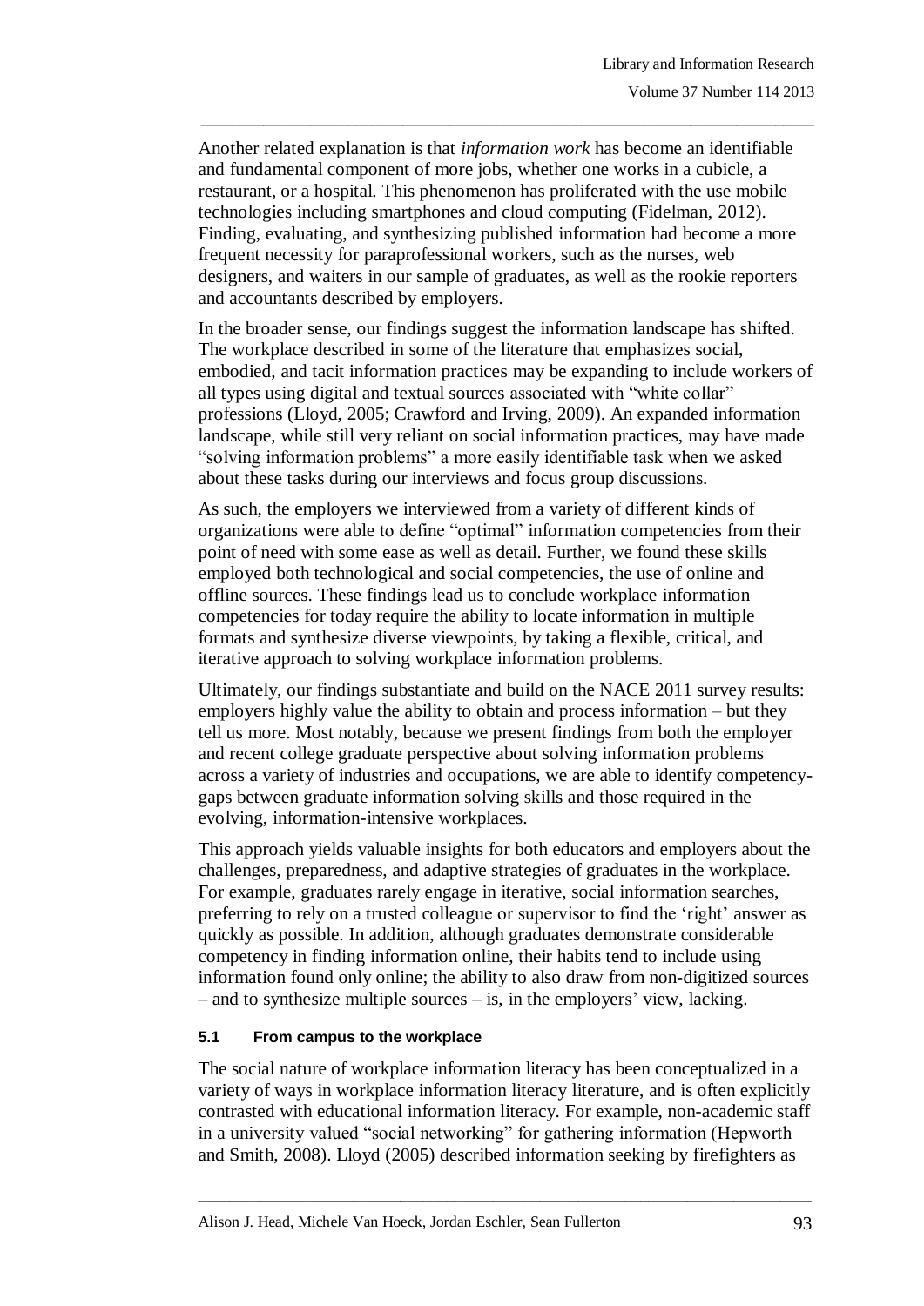Another related explanation is that *information work* has become an identifiable and fundamental component of more jobs, whether one works in a cubicle, a restaurant, or a hospital. This phenomenon has proliferated with the use mobile technologies including smartphones and cloud computing (Fidelman, 2012). Finding, evaluating, and synthesizing published information had become a more frequent necessity for paraprofessional workers, such as the nurses, web designers, and waiters in our sample of graduates, as well as the rookie reporters and accountants described by employers.

In the broader sense, our findings suggest the information landscape has shifted. The workplace described in some of the literature that emphasizes social, embodied, and tacit information practices may be expanding to include workers of all types using digital and textual sources associated with "white collar" professions (Lloyd, 2005; Crawford and Irving, 2009). An expanded information landscape, while still very reliant on social information practices, may have made "solving information problems" a more easily identifiable task when we asked about these tasks during our interviews and focus group discussions.

As such, the employers we interviewed from a variety of different kinds of organizations were able to define "optimal" information competencies from their point of need with some ease as well as detail. Further, we found these skills employed both technological and social competencies, the use of online and offline sources. These findings lead us to conclude workplace information competencies for today require the ability to locate information in multiple formats and synthesize diverse viewpoints, by taking a flexible, critical, and iterative approach to solving workplace information problems.

Ultimately, our findings substantiate and build on the NACE 2011 survey results: employers highly value the ability to obtain and process information – but they tell us more. Most notably, because we present findings from both the employer and recent college graduate perspective about solving information problems across a variety of industries and occupations, we are able to identify competency-gaps between graduate information solving skills and those required in the evolving, information-intensive workplaces.

This approach yields valuable insights for both educators and employers about the challenges, preparedness, and adaptive strategies of graduates in the workplace. For example, graduates rarely engage in iterative, social information searches, preferring to rely on a trusted colleague or supervisor to find the 'right' answer as quickly as possible. In addition, although graduates demonstrate considerable competency in finding information online, their habits tend to include using information found only online; the ability to also draw from non-digitized sources – and to synthesize multiple sources – is, in the employers' view, lacking.

### 5.1 From campus to the workplace

The social nature of workplace information literacy has been conceptualized in a variety of ways in workplace information literacy literature, and is often explicitly contrasted with educational information literacy. For example, non-academic staff in a university valued "social networking" for gathering information (Hepworth and Smith, 2008). Lloyd (2005) described information seeking by firefighters as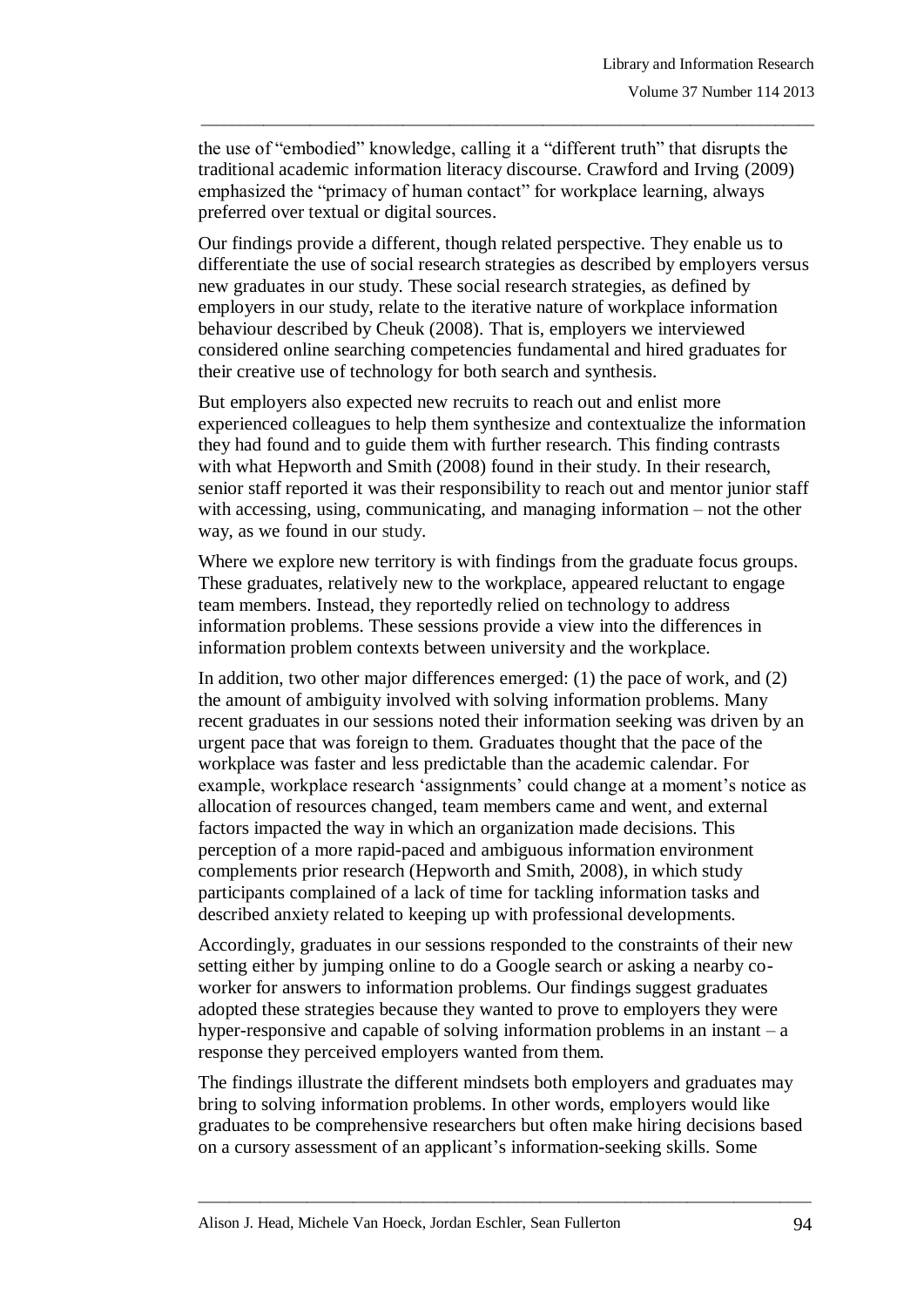the use of "embodied" knowledge, calling it a "different truth" that disrupts the traditional academic information literacy discourse. Crawford and Irving (2009) emphasized the "primacy of human contact" for workplace learning, always preferred over textual or digital sources.

Our findings provide a different, though related perspective. They enable us to differentiate the use of social research strategies as described by employers versus new graduates in our study. These social research strategies, as defined by employers in our study, relate to the iterative nature of workplace information behaviour described by Cheuk (2008). That is, employers we interviewed considered online searching competencies fundamental and hired graduates for their creative use of technology for both search and synthesis.

But employers also expected new recruits to reach out and enlist more experienced colleagues to help them synthesize and contextualize the information they had found and to guide them with further research. This finding contrasts with what Hepworth and Smith (2008) found in their study. In their research, senior staff reported it was their responsibility to reach out and mentor junior staff with accessing, using, communicating, and managing information – not the other way, as we found in our study.

Where we explore new territory is with findings from the graduate focus groups. These graduates, relatively new to the workplace, appeared reluctant to engage team members. Instead, they reportedly relied on technology to address information problems. These sessions provide a view into the differences in information problem contexts between university and the workplace.

In addition, two other major differences emerged: (1) the pace of work, and (2) the amount of ambiguity involved with solving information problems. Many recent graduates in our sessions noted their information seeking was driven by an urgent pace that was foreign to them. Graduates thought that the pace of the workplace was faster and less predictable than the academic calendar. For example, workplace research 'assignments' could change at a moment's notice as allocation of resources changed, team members came and went, and external factors impacted the way in which an organization made decisions. This perception of a more rapid-paced and ambiguous information environment complements prior research (Hepworth and Smith, 2008), in which study participants complained of a lack of time for tackling information tasks and described anxiety related to keeping up with professional developments.

Accordingly, graduates in our sessions responded to the constraints of their new setting either by jumping online to do a Google search or asking a nearby co-worker for answers to information problems. Our findings suggest graduates adopted these strategies because they wanted to prove to employers they were hyper-responsive and capable of solving information problems in an instant – a response they perceived employers wanted from them.

The findings illustrate the different mindsets both employers and graduates may bring to solving information problems. In other words, employers would like graduates to be comprehensive researchers but often make hiring decisions based on a cursory assessment of an applicant's information-seeking skills. Some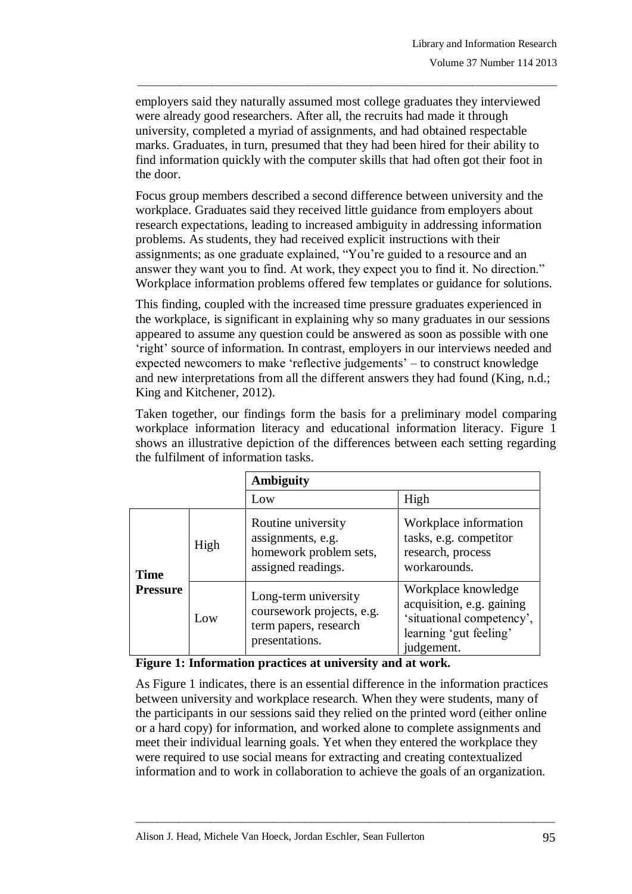employers said they naturally assumed most college graduates they interviewed were already good researchers. After all, the recruits had made it through university, completed a myriad of assignments, and had obtained respectable marks. Graduates, in turn, presumed that they had been hired for their ability to find information quickly with the computer skills that had often got their foot in the door.

Focus group members described a second difference between university and the workplace. Graduates said they received little guidance from employers about research expectations, leading to increased ambiguity in addressing information problems. As students, they had received explicit instructions with their assignments; as one graduate explained, "You're guided to a resource and an answer they want you to find. At work, they expect you to find it. No direction." Workplace information problems offered few templates or guidance for solutions.

This finding, coupled with the increased time pressure graduates experienced in the workplace, is significant in explaining why so many graduates in our sessions appeared to assume any question could be answered as soon as possible with one 'right' source of information. In contrast, employers in our interviews needed and expected newcomers to make 'reflective judgements' – to construct knowledge and new interpretations from all the different answers they had found (King, n.d.; King and Kitchener, 2012).

Taken together, our findings form the basis for a preliminary model comparing workplace information literacy and educational information literacy. Figure 1 shows an illustrative depiction of the differences between each setting regarding the fulfilment of information tasks.

| | | **Ambiguity** | |
|---|---|---|---|
| | | Low | High |
| **Time Pressure** | High | Routine university assignments, e.g. homework problem sets, assigned readings. | Workplace information tasks, e.g. competitor research, process workarounds. |
| | Low | Long-term university coursework projects, e.g. term papers, research presentations. | Workplace knowledge acquisition, e.g. gaining 'situational competency', learning 'gut feeling' judgement. |

**Figure 1: Information practices at university and at work.**

As Figure 1 indicates, there is an essential difference in the information practices between university and workplace research. When they were students, many of the participants in our sessions said they relied on the printed word (either online or a hard copy) for information, and worked alone to complete assignments and meet their individual learning goals. Yet when they entered the workplace they were required to use social means for extracting and creating contextualized information and to work in collaboration to achieve the goals of an organization.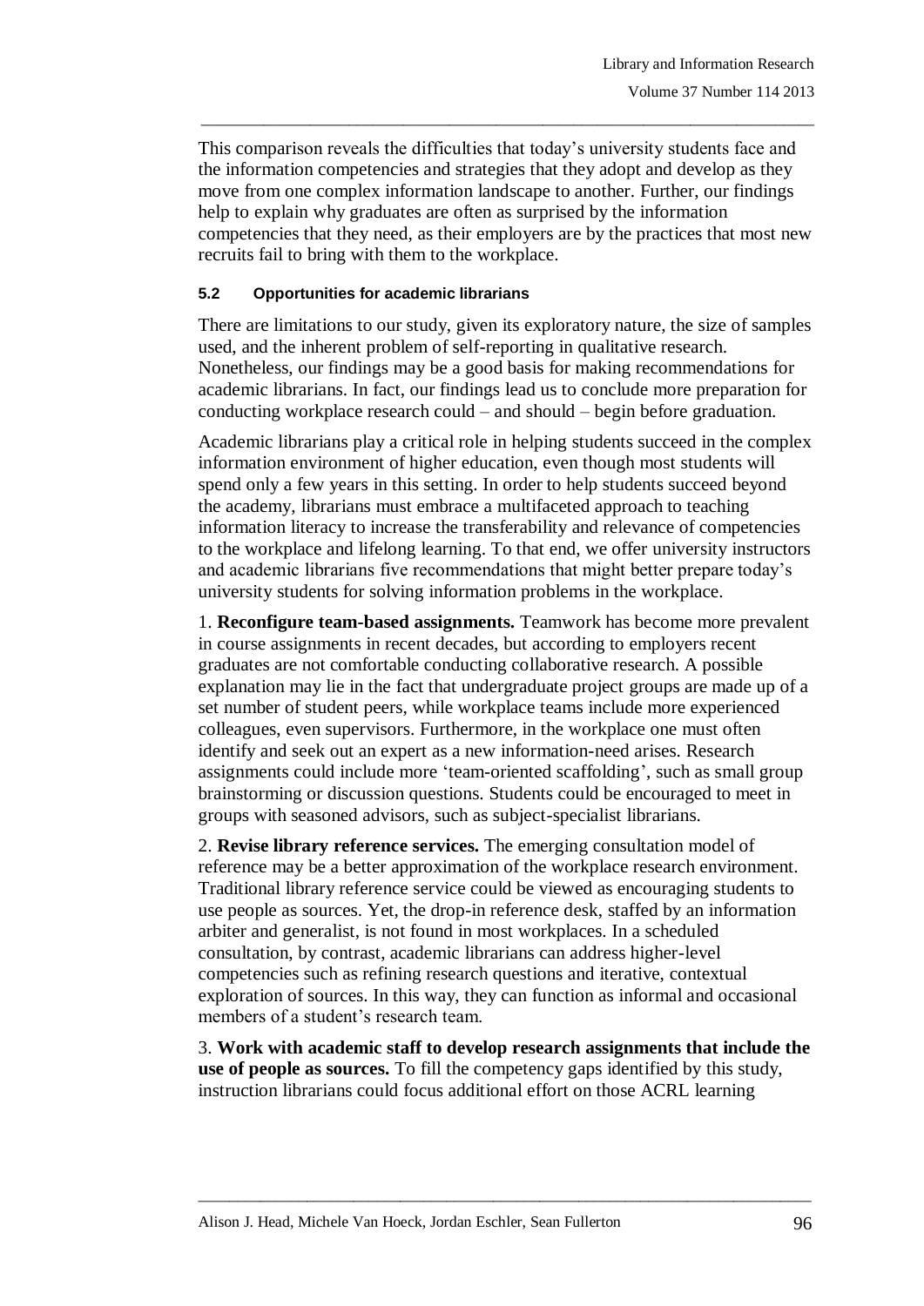This comparison reveals the difficulties that today's university students face and the information competencies and strategies that they adopt and develop as they move from one complex information landscape to another. Further, our findings help to explain why graduates are often as surprised by the information competencies that they need, as their employers are by the practices that most new recruits fail to bring with them to the workplace.

### 5.2 Opportunities for academic librarians

There are limitations to our study, given its exploratory nature, the size of samples used, and the inherent problem of self-reporting in qualitative research. Nonetheless, our findings may be a good basis for making recommendations for academic librarians. In fact, our findings lead us to conclude more preparation for conducting workplace research could – and should – begin before graduation.

Academic librarians play a critical role in helping students succeed in the complex information environment of higher education, even though most students will spend only a few years in this setting. In order to help students succeed beyond the academy, librarians must embrace a multifaceted approach to teaching information literacy to increase the transferability and relevance of competencies to the workplace and lifelong learning. To that end, we offer university instructors and academic librarians five recommendations that might better prepare today's university students for solving information problems in the workplace.

1. **Reconfigure team-based assignments.** Teamwork has become more prevalent in course assignments in recent decades, but according to employers recent graduates are not comfortable conducting collaborative research. A possible explanation may lie in the fact that undergraduate project groups are made up of a set number of student peers, while workplace teams include more experienced colleagues, even supervisors. Furthermore, in the workplace one must often identify and seek out an expert as a new information-need arises. Research assignments could include more 'team-oriented scaffolding', such as small group brainstorming or discussion questions. Students could be encouraged to meet in groups with seasoned advisors, such as subject-specialist librarians.

2. **Revise library reference services.** The emerging consultation model of reference may be a better approximation of the workplace research environment. Traditional library reference service could be viewed as encouraging students to use people as sources. Yet, the drop-in reference desk, staffed by an information arbiter and generalist, is not found in most workplaces. In a scheduled consultation, by contrast, academic librarians can address higher-level competencies such as refining research questions and iterative, contextual exploration of sources. In this way, they can function as informal and occasional members of a student's research team.

3. **Work with academic staff to develop research assignments that include the use of people as sources.** To fill the competency gaps identified by this study, instruction librarians could focus additional effort on those ACRL learning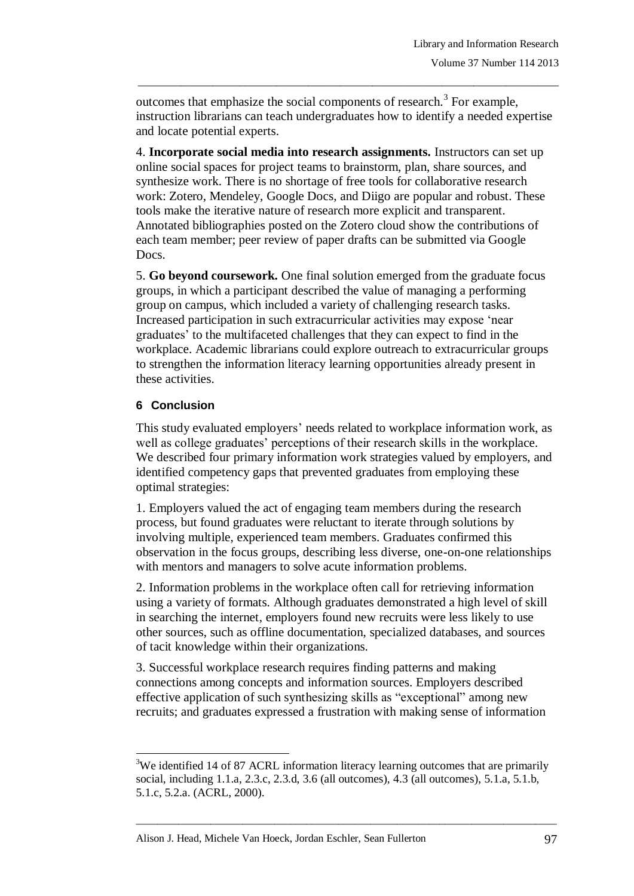outcomes that emphasize the social components of research.[3] For example, instruction librarians can teach undergraduates how to identify a needed expertise and locate potential experts.

4. **Incorporate social media into research assignments.** Instructors can set up online social spaces for project teams to brainstorm, plan, share sources, and synthesize work. There is no shortage of free tools for collaborative research work: Zotero, Mendeley, Google Docs, and Diigo are popular and robust. These tools make the iterative nature of research more explicit and transparent. Annotated bibliographies posted on the Zotero cloud show the contributions of each team member; peer review of paper drafts can be submitted via Google Docs.

5. **Go beyond coursework.** One final solution emerged from the graduate focus groups, in which a participant described the value of managing a performing group on campus, which included a variety of challenging research tasks. Increased participation in such extracurricular activities may expose 'near graduates' to the multifaceted challenges that they can expect to find in the workplace. Academic librarians could explore outreach to extracurricular groups to strengthen the information literacy learning opportunities already present in these activities.

## 6 Conclusion

This study evaluated employers' needs related to workplace information work, as well as college graduates' perceptions of their research skills in the workplace. We described four primary information work strategies valued by employers, and identified competency gaps that prevented graduates from employing these optimal strategies:

1. Employers valued the act of engaging team members during the research process, but found graduates were reluctant to iterate through solutions by involving multiple, experienced team members. Graduates confirmed this observation in the focus groups, describing less diverse, one-on-one relationships with mentors and managers to solve acute information problems.

2. Information problems in the workplace often call for retrieving information using a variety of formats. Although graduates demonstrated a high level of skill in searching the internet, employers found new recruits were less likely to use other sources, such as offline documentation, specialized databases, and sources of tacit knowledge within their organizations.

3. Successful workplace research requires finding patterns and making connections among concepts and information sources. Employers described effective application of such synthesizing skills as "exceptional" among new recruits; and graduates expressed a frustration with making sense of information

[3] We identified 14 of 87 ACRL information literacy learning outcomes that are primarily social, including 1.1.a, 2.3.c, 2.3.d, 3.6 (all outcomes), 4.3 (all outcomes), 5.1.a, 5.1.b, 5.1.c, 5.2.a. (ACRL, 2000).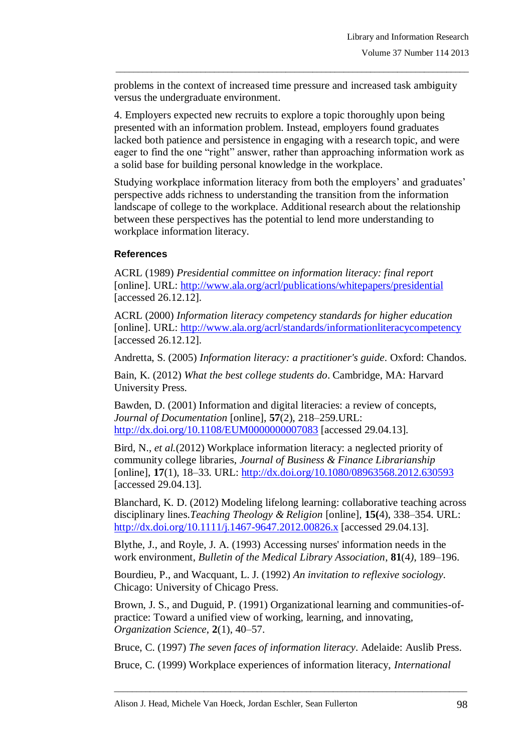problems in the context of increased time pressure and increased task ambiguity versus the undergraduate environment.

4. Employers expected new recruits to explore a topic thoroughly upon being presented with an information problem. Instead, employers found graduates lacked both patience and persistence in engaging with a research topic, and were eager to find the one "right" answer, rather than approaching information work as a solid base for building personal knowledge in the workplace.

Studying workplace information literacy from both the employers' and graduates' perspective adds richness to understanding the transition from the information landscape of college to the workplace. Additional research about the relationship between these perspectives has the potential to lend more understanding to workplace information literacy.

### References

ACRL (1989) *Presidential committee on information literacy: final report* [online]. URL: http://www.ala.org/acrl/publications/whitepapers/presidential [accessed 26.12.12].

ACRL (2000) *Information literacy competency standards for higher education* [online]. URL: http://www.ala.org/acrl/standards/informationliteracycompetency [accessed 26.12.12].

Andretta, S. (2005) *Information literacy: a practitioner's guide*. Oxford: Chandos.

Bain, K. (2012) *What the best college students do*. Cambridge, MA: Harvard University Press.

Bawden, D. (2001) Information and digital literacies: a review of concepts, *Journal of Documentation* [online], **57**(2), 218–259.URL: http://dx.doi.org/10.1108/EUM0000000007083 [accessed 29.04.13].

Bird, N., *et al.*(2012) Workplace information literacy: a neglected priority of community college libraries, *Journal of Business & Finance Librarianship* [online], **17**(1), 18–33. URL: http://dx.doi.org/10.1080/08963568.2012.630593 [accessed 29.04.13].

Blanchard, K. D. (2012) Modeling lifelong learning: collaborative teaching across disciplinary lines.*Teaching Theology & Religion* [online], **15(**4), 338–354. URL: http://dx.doi.org/10.1111/j.1467-9647.2012.00826.x [accessed 29.04.13].

Blythe, J., and Royle, J. A. (1993) Accessing nurses' information needs in the work environment, *Bulletin of the Medical Library Association*, **81**(4*)*, 189–196.

Bourdieu, P., and Wacquant, L. J. (1992) *An invitation to reflexive sociology*. Chicago: University of Chicago Press.

Brown, J. S., and Duguid, P. (1991) Organizational learning and communities-of-practice: Toward a unified view of working, learning, and innovating, *Organization Science*, **2**(1), 40–57.

Bruce, C. (1997) *The seven faces of information literacy*. Adelaide: Auslib Press.

Bruce, C. (1999) Workplace experiences of information literacy, *International*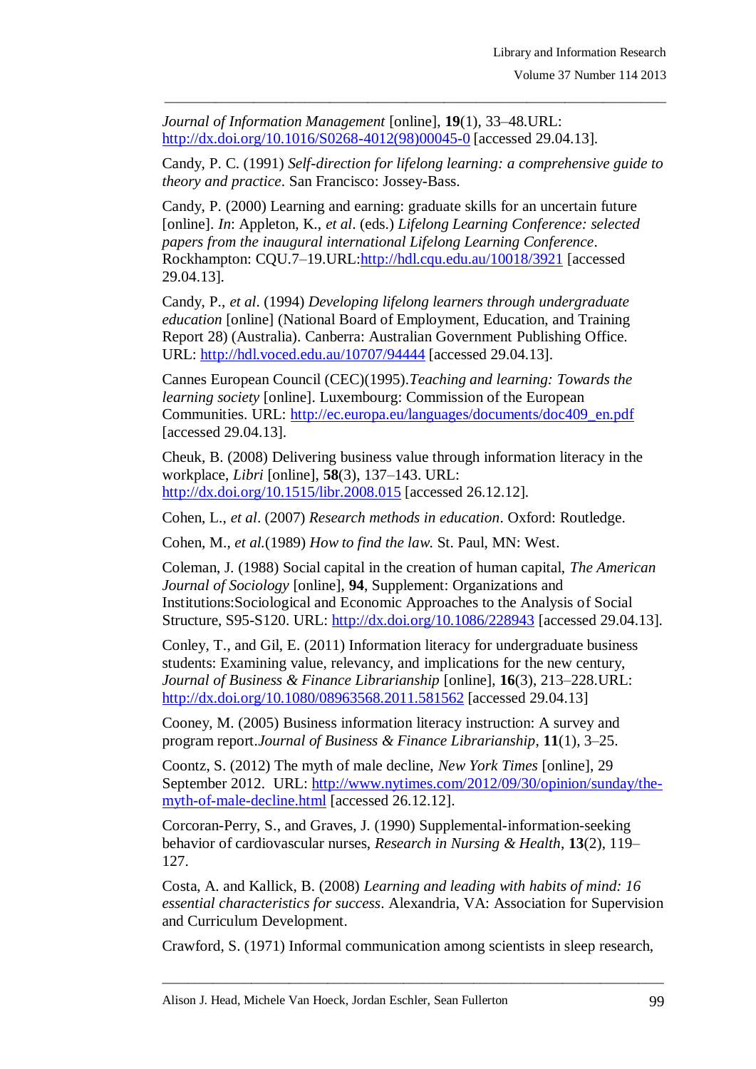*Journal of Information Management* [online], **19**(1), 33–48.URL: http://dx.doi.org/10.1016/S0268-4012(98)00045-0 [accessed 29.04.13].

Candy, P. C. (1991) *Self-direction for lifelong learning: a comprehensive guide to theory and practice*. San Francisco: Jossey-Bass.

Candy, P. (2000) Learning and earning: graduate skills for an uncertain future [online]. *In*: Appleton, K., *et al*. (eds.) *Lifelong Learning Conference: selected papers from the inaugural international Lifelong Learning Conference*. Rockhampton: CQU.7–19.URL:http://hdl.cqu.edu.au/10018/3921 [accessed 29.04.13].

Candy, P., *et al*. (1994) *Developing lifelong learners through undergraduate education* [online] (National Board of Employment, Education, and Training Report 28) (Australia). Canberra: Australian Government Publishing Office. URL: http://hdl.voced.edu.au/10707/94444 [accessed 29.04.13].

Cannes European Council (CEC)(1995).*Teaching and learning: Towards the learning society* [online]. Luxembourg: Commission of the European Communities. URL: http://ec.europa.eu/languages/documents/doc409_en.pdf [accessed 29.04.13].

Cheuk, B. (2008) Delivering business value through information literacy in the workplace, *Libri* [online], **58**(3), 137–143. URL: http://dx.doi.org/10.1515/libr.2008.015 [accessed 26.12.12].

Cohen, L., *et al*. (2007) *Research methods in education*. Oxford: Routledge.

Cohen, M., *et al.*(1989) *How to find the law.* St. Paul, MN: West.

Coleman, J. (1988) Social capital in the creation of human capital, *The American Journal of Sociology* [online], **94**, Supplement: Organizations and Institutions:Sociological and Economic Approaches to the Analysis of Social Structure, S95-S120. URL: http://dx.doi.org/10.1086/228943 [accessed 29.04.13].

Conley, T., and Gil, E. (2011) Information literacy for undergraduate business students: Examining value, relevancy, and implications for the new century, *Journal of Business & Finance Librarianship* [online], **16**(3), 213–228.URL: http://dx.doi.org/10.1080/08963568.2011.581562 [accessed 29.04.13]

Cooney, M. (2005) Business information literacy instruction: A survey and program report.*Journal of Business & Finance Librarianship*, **11**(1), 3–25.

Coontz, S. (2012) The myth of male decline, *New York Times* [online], 29 September 2012. URL: http://www.nytimes.com/2012/09/30/opinion/sunday/the-myth-of-male-decline.html [accessed 26.12.12].

Corcoran-Perry, S., and Graves, J. (1990) Supplemental-information-seeking behavior of cardiovascular nurses, *Research in Nursing & Health*, **13**(2), 119–127.

Costa, A. and Kallick, B. (2008) *Learning and leading with habits of mind: 16 essential characteristics for success*. Alexandria, VA: Association for Supervision and Curriculum Development.

Crawford, S. (1971) Informal communication among scientists in sleep research,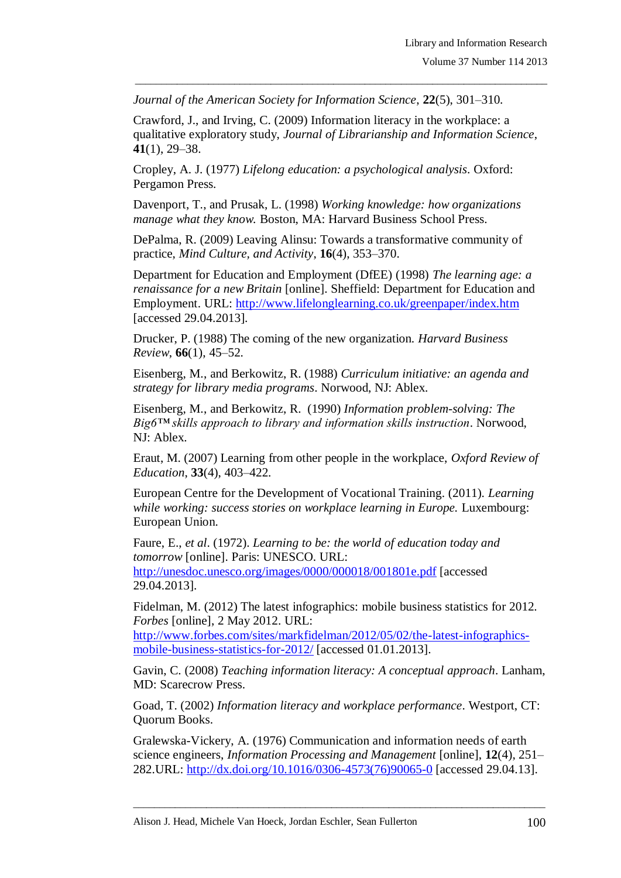*Journal of the American Society for Information Science*, **22**(5), 301–310.

Crawford, J., and Irving, C. (2009) Information literacy in the workplace: a qualitative exploratory study, *Journal of Librarianship and Information Science*, **41**(1), 29–38.

Cropley, A. J. (1977) *Lifelong education: a psychological analysis*. Oxford: Pergamon Press.

Davenport, T., and Prusak, L. (1998) *Working knowledge: how organizations manage what they know.* Boston, MA: Harvard Business School Press.

DePalma, R. (2009) Leaving Alinsu: Towards a transformative community of practice, *Mind Culture, and Activity*, **16**(4), 353–370.

Department for Education and Employment (DfEE) (1998) *The learning age: a renaissance for a new Britain* [online]. Sheffield: Department for Education and Employment. URL: http://www.lifelonglearning.co.uk/greenpaper/index.htm [accessed 29.04.2013].

Drucker, P. (1988) The coming of the new organization. *Harvard Business Review*, **66**(1), 45–52.

Eisenberg, M., and Berkowitz, R. (1988) *Curriculum initiative: an agenda and strategy for library media programs*. Norwood, NJ: Ablex.

Eisenberg, M., and Berkowitz, R. (1990) *Information problem-solving: The Big6™ skills approach to library and information skills instruction*. Norwood, NJ: Ablex.

Eraut, M. (2007) Learning from other people in the workplace, *Oxford Review of Education*, **33**(4), 403–422.

European Centre for the Development of Vocational Training. (2011). *Learning while working: success stories on workplace learning in Europe.* Luxembourg: European Union.

Faure, E., *et al*. (1972). *Learning to be: the world of education today and tomorrow* [online]. Paris: UNESCO. URL: http://unesdoc.unesco.org/images/0000/000018/001801e.pdf [accessed 29.04.2013].

Fidelman, M. (2012) The latest infographics: mobile business statistics for 2012. *Forbes* [online], 2 May 2012. URL: http://www.forbes.com/sites/markfidelman/2012/05/02/the-latest-infographics-mobile-business-statistics-for-2012/ [accessed 01.01.2013].

Gavin, C. (2008) *Teaching information literacy: A conceptual approach*. Lanham, MD: Scarecrow Press.

Goad, T. (2002) *Information literacy and workplace performance*. Westport, CT: Quorum Books.

Gralewska-Vickery, A. (1976) Communication and information needs of earth science engineers, *Information Processing and Management* [online], **12**(4), 251–282.URL: http://dx.doi.org/10.1016/0306-4573(76)90065-0 [accessed 29.04.13].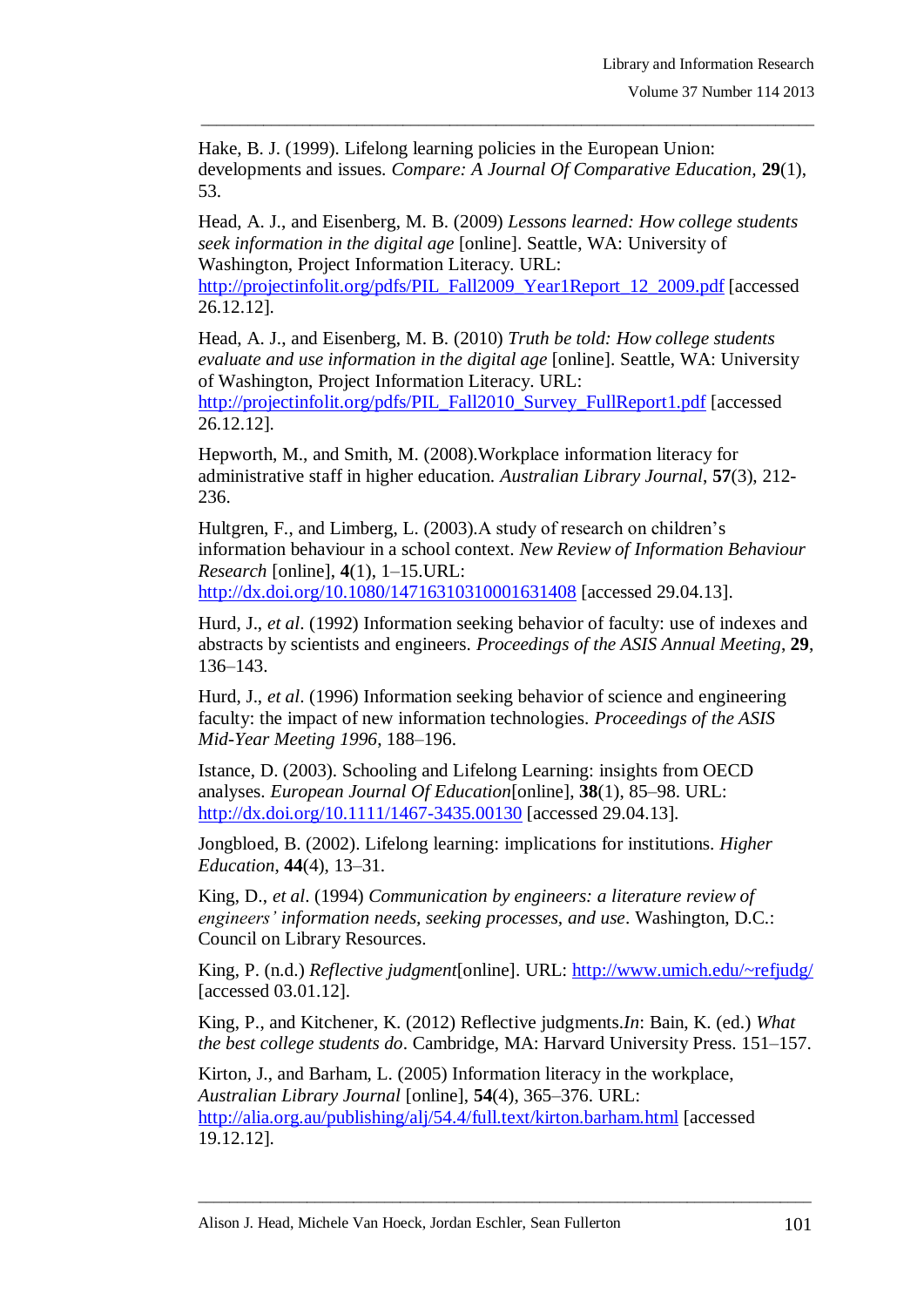Hake, B. J. (1999). Lifelong learning policies in the European Union: developments and issues. *Compare: A Journal Of Comparative Education*, **29**(1), 53.

Head, A. J., and Eisenberg, M. B. (2009) *Lessons learned: How college students seek information in the digital age* [online]. Seattle, WA: University of Washington, Project Information Literacy. URL: http://projectinfolit.org/pdfs/PIL_Fall2009_Year1Report_12_2009.pdf [accessed 26.12.12].

Head, A. J., and Eisenberg, M. B. (2010) *Truth be told: How college students evaluate and use information in the digital age* [online]. Seattle, WA: University of Washington, Project Information Literacy. URL: http://projectinfolit.org/pdfs/PIL_Fall2010_Survey_FullReport1.pdf [accessed 26.12.12].

Hepworth, M., and Smith, M. (2008).Workplace information literacy for administrative staff in higher education. *Australian Library Journal*, **57**(3), 212-236.

Hultgren, F., and Limberg, L. (2003).A study of research on children's information behaviour in a school context. *New Review of Information Behaviour Research* [online], **4**(1), 1–15.URL: http://dx.doi.org/10.1080/14716310310001631408 [accessed 29.04.13].

Hurd, J., *et al*. (1992) Information seeking behavior of faculty: use of indexes and abstracts by scientists and engineers. *Proceedings of the ASIS Annual Meeting*, **29**, 136–143.

Hurd, J., *et al*. (1996) Information seeking behavior of science and engineering faculty: the impact of new information technologies. *Proceedings of the ASIS Mid-Year Meeting 1996*, 188–196.

Istance, D. (2003). Schooling and Lifelong Learning: insights from OECD analyses. *European Journal Of Education*[online], **38**(1), 85–98. URL: http://dx.doi.org/10.1111/1467-3435.00130 [accessed 29.04.13].

Jongbloed, B. (2002). Lifelong learning: implications for institutions. *Higher Education*, **44**(4), 13–31.

King, D., *et al*. (1994) *Communication by engineers: a literature review of engineers' information needs, seeking processes, and use*. Washington, D.C.: Council on Library Resources.

King, P. (n.d.) *Reflective judgment*[online]. URL: http://www.umich.edu/~refjudg/ [accessed 03.01.12].

King, P., and Kitchener, K. (2012) Reflective judgments.*In*: Bain, K. (ed.) *What the best college students do*. Cambridge, MA: Harvard University Press. 151–157.

Kirton, J., and Barham, L. (2005) Information literacy in the workplace, *Australian Library Journal* [online], **54**(4), 365–376. URL: http://alia.org.au/publishing/alj/54.4/full.text/kirton.barham.html [accessed 19.12.12].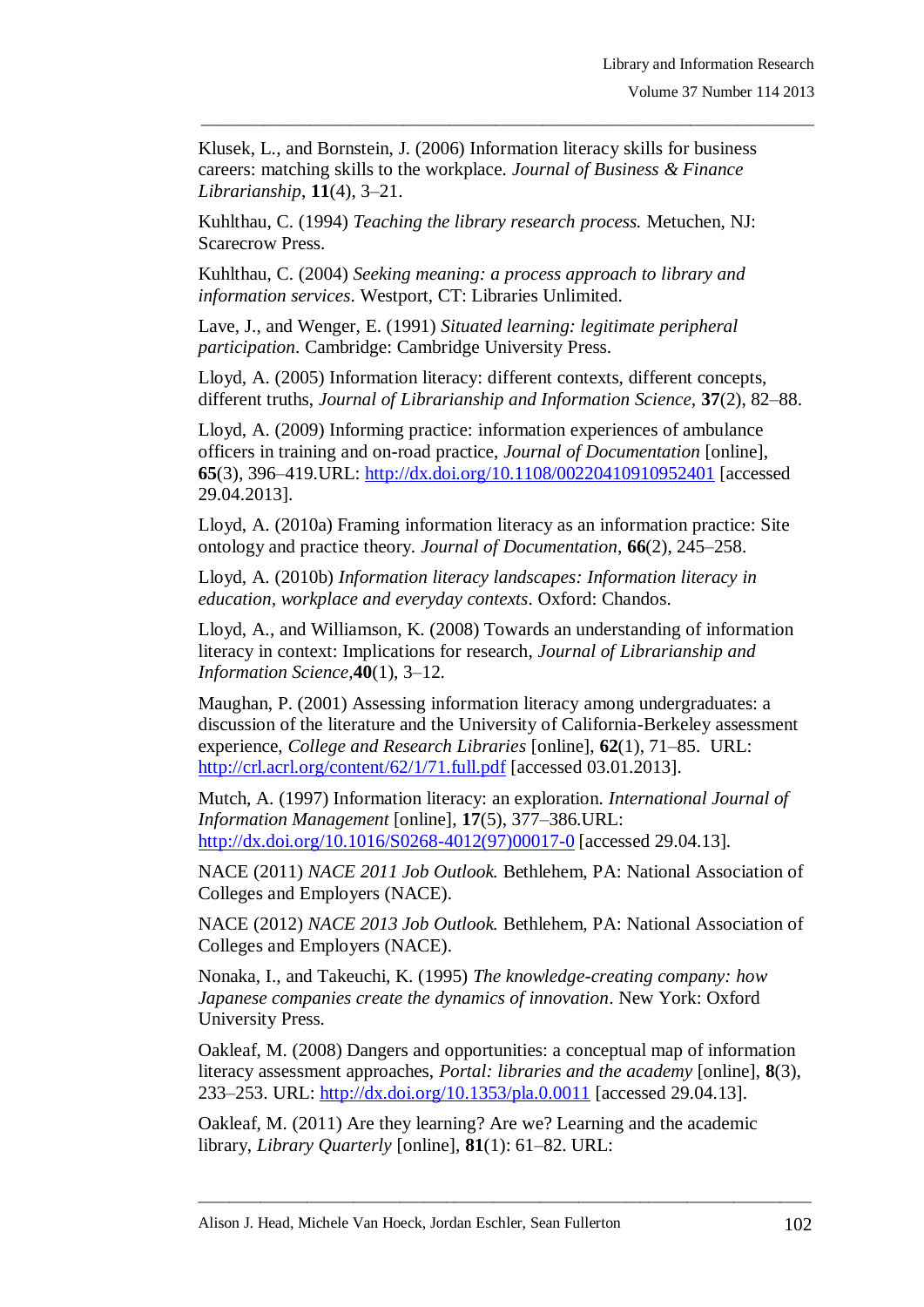Klusek, L., and Bornstein, J. (2006) Information literacy skills for business careers: matching skills to the workplace. *Journal of Business & Finance Librarianship*, **11**(4), 3–21.

Kuhlthau, C. (1994) *Teaching the library research process.* Metuchen, NJ: Scarecrow Press.

Kuhlthau, C. (2004) *Seeking meaning: a process approach to library and information services*. Westport, CT: Libraries Unlimited.

Lave, J., and Wenger, E. (1991) *Situated learning: legitimate peripheral participation*. Cambridge: Cambridge University Press.

Lloyd, A. (2005) Information literacy: different contexts, different concepts, different truths, *Journal of Librarianship and Information Science,* **37**(2), 82–88.

Lloyd, A. (2009) Informing practice: information experiences of ambulance officers in training and on-road practice, *Journal of Documentation* [online], **65**(3), 396–419.URL: http://dx.doi.org/10.1108/00220410910952401 [accessed 29.04.2013].

Lloyd, A. (2010a) Framing information literacy as an information practice: Site ontology and practice theory. *Journal of Documentation*, **66**(2), 245–258.

Lloyd, A. (2010b) *Information literacy landscapes: Information literacy in education, workplace and everyday contexts*. Oxford: Chandos.

Lloyd, A., and Williamson, K. (2008) Towards an understanding of information literacy in context: Implications for research, *Journal of Librarianship and Information Science*,**40**(1), 3–12.

Maughan, P. (2001) Assessing information literacy among undergraduates: a discussion of the literature and the University of California-Berkeley assessment experience, *College and Research Libraries* [online], **62**(1), 71–85. URL: http://crl.acrl.org/content/62/1/71.full.pdf [accessed 03.01.2013].

Mutch, A. (1997) Information literacy: an exploration. *International Journal of Information Management* [online], **17**(5), 377–386.URL: http://dx.doi.org/10.1016/S0268-4012(97)00017-0 [accessed 29.04.13].

NACE (2011) *NACE 2011 Job Outlook.* Bethlehem, PA: National Association of Colleges and Employers (NACE).

NACE (2012) *NACE 2013 Job Outlook.* Bethlehem, PA: National Association of Colleges and Employers (NACE).

Nonaka, I., and Takeuchi, K. (1995) *The knowledge-creating company: how Japanese companies create the dynamics of innovation*. New York: Oxford University Press.

Oakleaf, M. (2008) Dangers and opportunities: a conceptual map of information literacy assessment approaches, *Portal: libraries and the academy* [online], **8**(3), 233–253. URL: http://dx.doi.org/10.1353/pla.0.0011 [accessed 29.04.13].

Oakleaf, M. (2011) Are they learning? Are we? Learning and the academic library, *Library Quarterly* [online], **81**(1): 61–82. URL: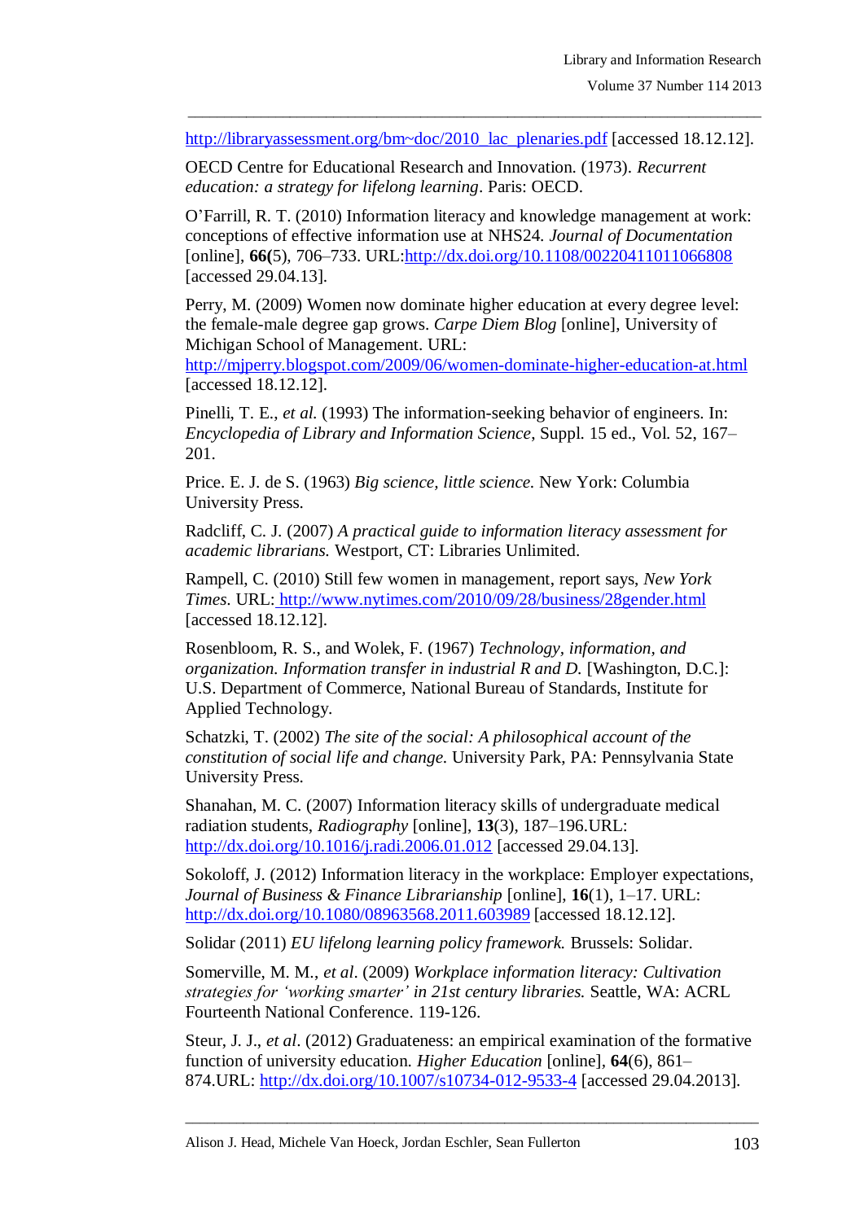http://libraryassessment.org/bm~doc/2010_lac_plenaries.pdf [accessed 18.12.12].

OECD Centre for Educational Research and Innovation. (1973). *Recurrent education: a strategy for lifelong learning*. Paris: OECD.

O'Farrill, R. T. (2010) Information literacy and knowledge management at work: conceptions of effective information use at NHS24. *Journal of Documentation* [online], **66(**5), 706–733. URL:http://dx.doi.org/10.1108/00220411011066808 [accessed 29.04.13].

Perry, M. (2009) Women now dominate higher education at every degree level: the female-male degree gap grows. *Carpe Diem Blog* [online], University of Michigan School of Management. URL: http://mjperry.blogspot.com/2009/06/women-dominate-higher-education-at.html [accessed 18.12.12].

Pinelli, T. E., *et al.* (1993) The information-seeking behavior of engineers. In: *Encyclopedia of Library and Information Science*, Suppl. 15 ed., Vol. 52, 167–201.

Price. E. J. de S. (1963) *Big science, little science.* New York: Columbia University Press.

Radcliff, C. J. (2007) *A practical guide to information literacy assessment for academic librarians.* Westport, CT: Libraries Unlimited.

Rampell, C. (2010) Still few women in management, report says, *New York Times.* URL: http://www.nytimes.com/2010/09/28/business/28gender.html [accessed 18.12.12].

Rosenbloom, R. S., and Wolek, F. (1967) *Technology, information, and organization. Information transfer in industrial R and D.* [Washington, D.C.]: U.S. Department of Commerce, National Bureau of Standards, Institute for Applied Technology.

Schatzki, T. (2002) *The site of the social: A philosophical account of the constitution of social life and change.* University Park, PA: Pennsylvania State University Press.

Shanahan, M. C. (2007) Information literacy skills of undergraduate medical radiation students, *Radiography* [online], **13**(3), 187–196.URL: http://dx.doi.org/10.1016/j.radi.2006.01.012 [accessed 29.04.13].

Sokoloff, J. (2012) Information literacy in the workplace: Employer expectations, *Journal of Business & Finance Librarianship* [online], **16**(1), 1–17. URL: http://dx.doi.org/10.1080/08963568.2011.603989 [accessed 18.12.12].

Solidar (2011) *EU lifelong learning policy framework.* Brussels: Solidar.

Somerville, M. M., *et al.* (2009) *Workplace information literacy: Cultivation strategies for 'working smarter' in 21st century libraries.* Seattle, WA: ACRL Fourteenth National Conference. 119-126.

Steur, J. J., *et al.* (2012) Graduateness: an empirical examination of the formative function of university education. *Higher Education* [online], **64**(6), 861–874.URL: http://dx.doi.org/10.1007/s10734-012-9533-4 [accessed 29.04.2013].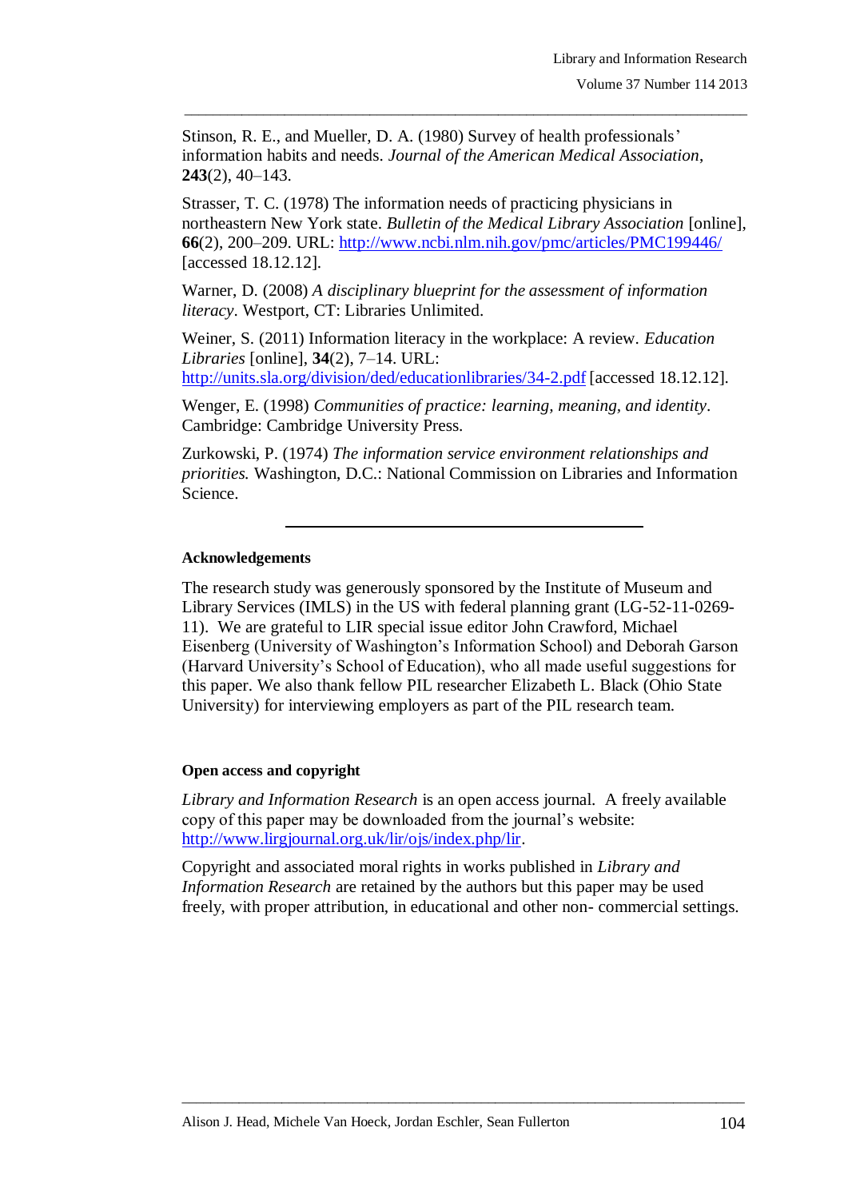Stinson, R. E., and Mueller, D. A. (1980) Survey of health professionals' information habits and needs. *Journal of the American Medical Association*, **243**(2), 40–143.

Strasser, T. C. (1978) The information needs of practicing physicians in northeastern New York state. *Bulletin of the Medical Library Association* [online], **66**(2), 200–209. URL: http://www.ncbi.nlm.nih.gov/pmc/articles/PMC199446/ [accessed 18.12.12].

Warner, D. (2008) *A disciplinary blueprint for the assessment of information literacy*. Westport, CT: Libraries Unlimited.

Weiner, S. (2011) Information literacy in the workplace: A review. *Education Libraries* [online], **34**(2), 7–14. URL: http://units.sla.org/division/ded/educationlibraries/34-2.pdf [accessed 18.12.12].

Wenger, E. (1998) *Communities of practice: learning, meaning, and identity*. Cambridge: Cambridge University Press.

Zurkowski, P. (1974) *The information service environment relationships and priorities.* Washington, D.C.: National Commission on Libraries and Information Science.

---

**Acknowledgements**

The research study was generously sponsored by the Institute of Museum and Library Services (IMLS) in the US with federal planning grant (LG-52-11-0269-11). We are grateful to LIR special issue editor John Crawford, Michael Eisenberg (University of Washington's Information School) and Deborah Garson (Harvard University's School of Education), who all made useful suggestions for this paper. We also thank fellow PIL researcher Elizabeth L. Black (Ohio State University) for interviewing employers as part of the PIL research team.

**Open access and copyright**

*Library and Information Research* is an open access journal. A freely available copy of this paper may be downloaded from the journal's website: http://www.lirgjournal.org.uk/lir/ojs/index.php/lir.

Copyright and associated moral rights in works published in *Library and Information Research* are retained by the authors but this paper may be used freely, with proper attribution, in educational and other non- commercial settings.